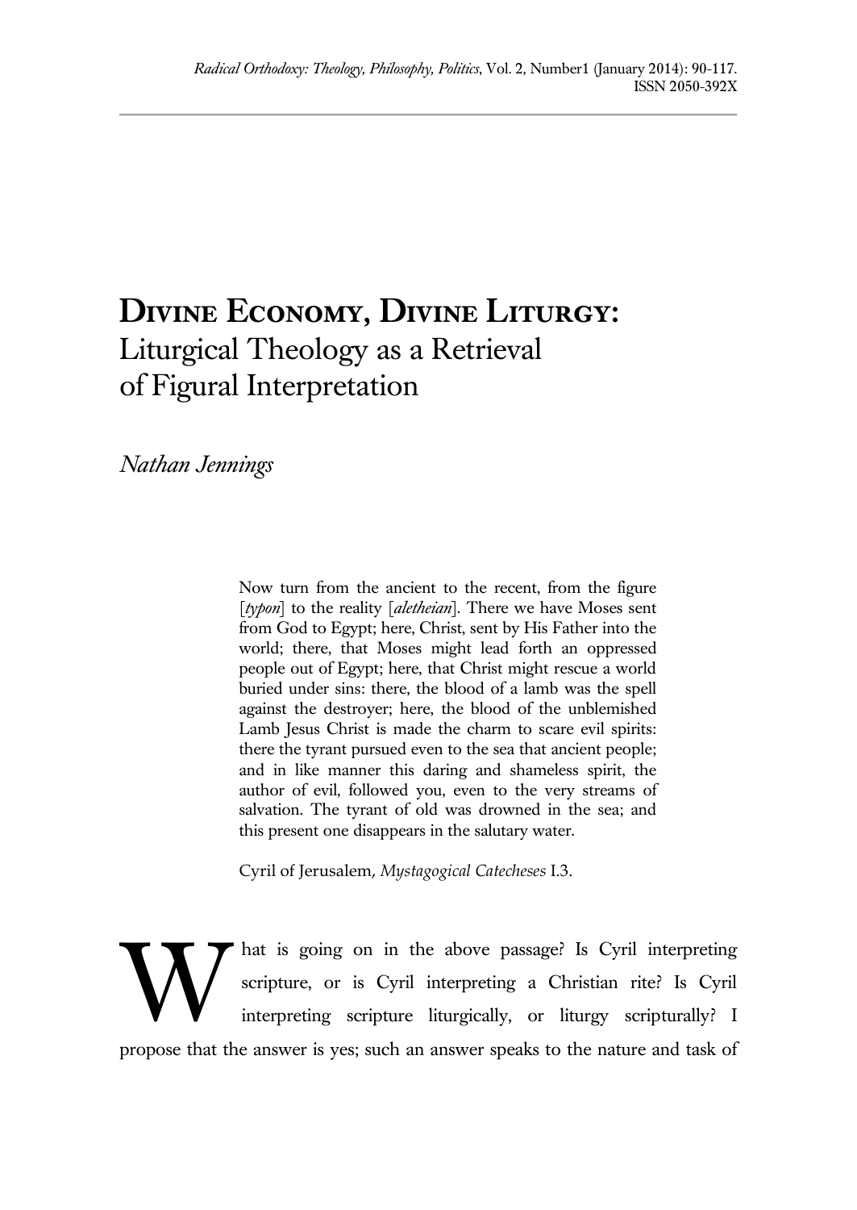# DIVINE ECONOMY, DIVINE LITURGY:
## Liturgical Theology as a Retrieval of Figural Interpretation

*Nathan Jennings*

> Now turn from the ancient to the recent, from the figure [*typon*] to the reality [*aletheian*]. There we have Moses sent from God to Egypt; here, Christ, sent by His Father into the world; there, that Moses might lead forth an oppressed people out of Egypt; here, that Christ might rescue a world buried under sins: there, the blood of a lamb was the spell against the destroyer; here, the blood of the unblemished Lamb Jesus Christ is made the charm to scare evil spirits: there the tyrant pursued even to the sea that ancient people; and in like manner this daring and shameless spirit, the author of evil, followed you, even to the very streams of salvation. The tyrant of old was drowned in the sea; and this present one disappears in the salutary water.
>
> Cyril of Jerusalem, *Mystagogical Catecheses* I.3.

What is going on in the above passage? Is Cyril interpreting scripture, or is Cyril interpreting a Christian rite? Is Cyril interpreting scripture liturgically, or liturgy scripturally? I propose that the answer is yes; such an answer speaks to the nature and task of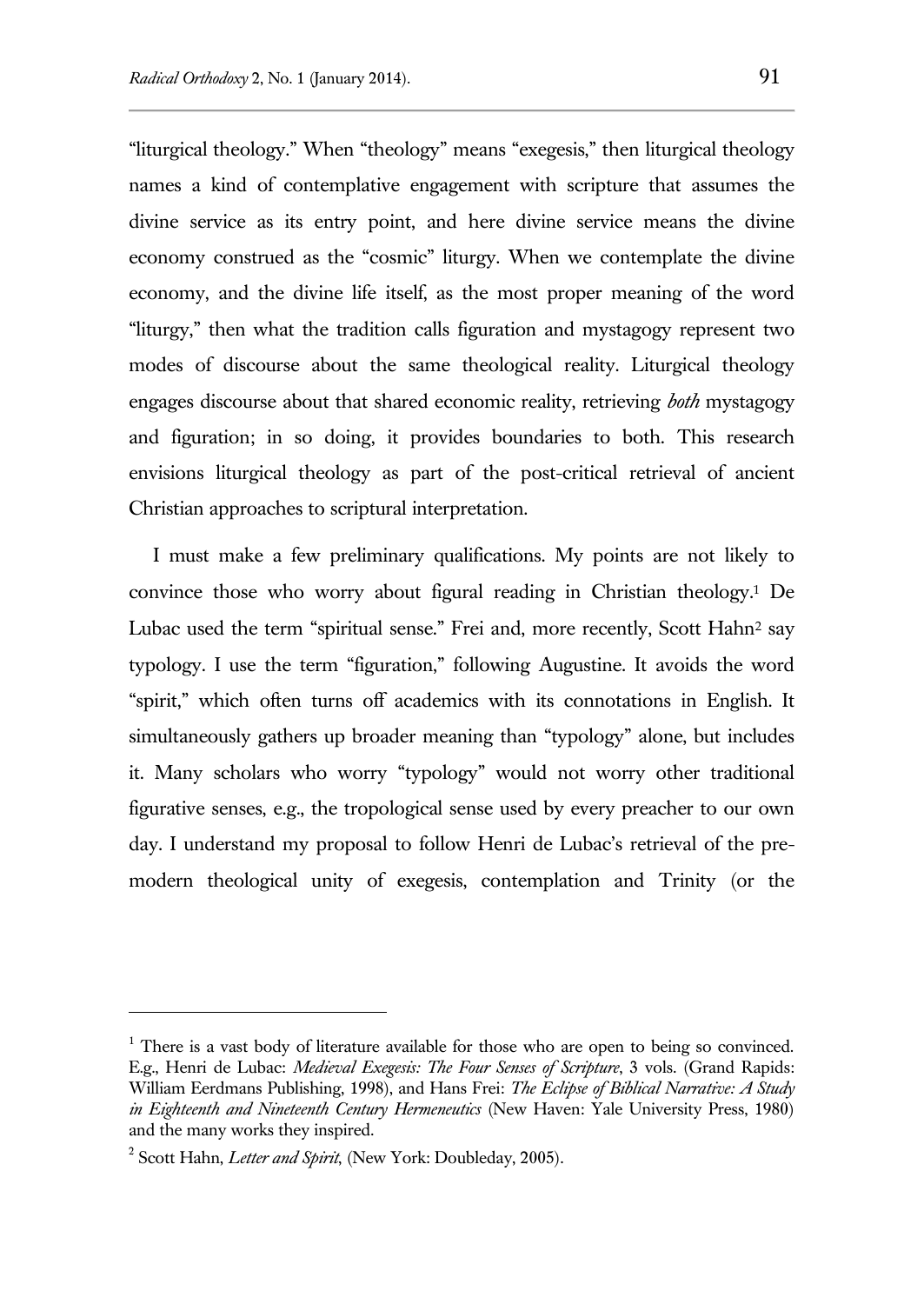"liturgical theology." When "theology" means "exegesis," then liturgical theology names a kind of contemplative engagement with scripture that assumes the divine service as its entry point, and here divine service means the divine economy construed as the "cosmic" liturgy. When we contemplate the divine economy, and the divine life itself, as the most proper meaning of the word "liturgy," then what the tradition calls figuration and mystagogy represent two modes of discourse about the same theological reality. Liturgical theology engages discourse about that shared economic reality, retrieving *both* mystagogy and figuration; in so doing, it provides boundaries to both. This research envisions liturgical theology as part of the post-critical retrieval of ancient Christian approaches to scriptural interpretation.

I must make a few preliminary qualifications. My points are not likely to convince those who worry about figural reading in Christian theology.[1] De Lubac used the term "spiritual sense." Frei and, more recently, Scott Hahn[2] say typology. I use the term "figuration," following Augustine. It avoids the word "spirit," which often turns off academics with its connotations in English. It simultaneously gathers up broader meaning than "typology" alone, but includes it. Many scholars who worry "typology" would not worry other traditional figurative senses, e.g., the tropological sense used by every preacher to our own day. I understand my proposal to follow Henri de Lubac's retrieval of the pre-modern theological unity of exegesis, contemplation and Trinity (or the

---

[1] There is a vast body of literature available for those who are open to being so convinced. E.g., Henri de Lubac: *Medieval Exegesis: The Four Senses of Scripture*, 3 vols. (Grand Rapids: William Eerdmans Publishing, 1998), and Hans Frei: *The Eclipse of Biblical Narrative: A Study in Eighteenth and Nineteenth Century Hermeneutics* (New Haven: Yale University Press, 1980) and the many works they inspired.

[2] Scott Hahn, *Letter and Spirit*, (New York: Doubleday, 2005).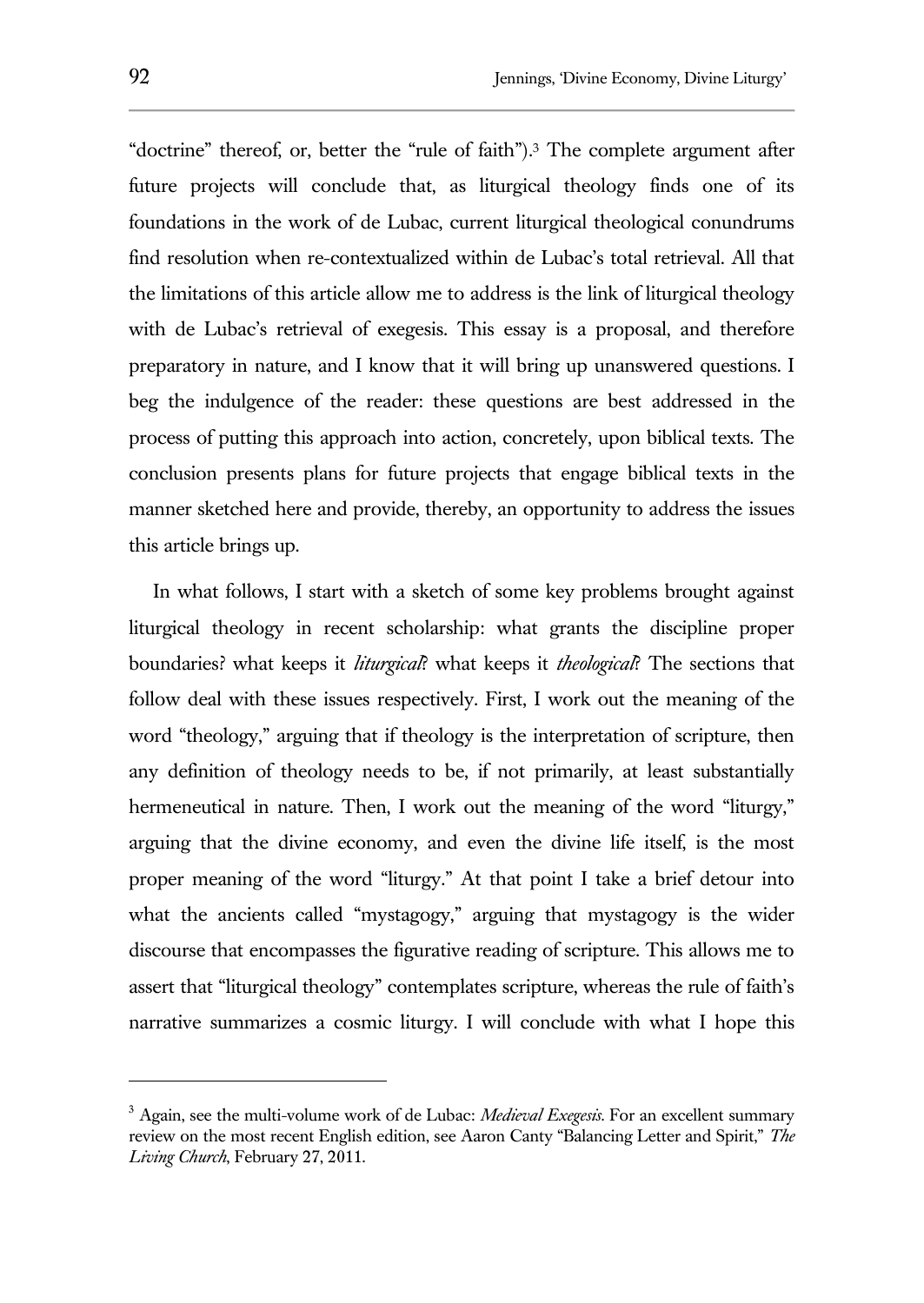"doctrine" thereof, or, better the "rule of faith").[3] The complete argument after future projects will conclude that, as liturgical theology finds one of its foundations in the work of de Lubac, current liturgical theological conundrums find resolution when re-contextualized within de Lubac's total retrieval. All that the limitations of this article allow me to address is the link of liturgical theology with de Lubac's retrieval of exegesis. This essay is a proposal, and therefore preparatory in nature, and I know that it will bring up unanswered questions. I beg the indulgence of the reader: these questions are best addressed in the process of putting this approach into action, concretely, upon biblical texts. The conclusion presents plans for future projects that engage biblical texts in the manner sketched here and provide, thereby, an opportunity to address the issues this article brings up.

In what follows, I start with a sketch of some key problems brought against liturgical theology in recent scholarship: what grants the discipline proper boundaries? what keeps it *liturgical*? what keeps it *theological*? The sections that follow deal with these issues respectively. First, I work out the meaning of the word "theology," arguing that if theology is the interpretation of scripture, then any definition of theology needs to be, if not primarily, at least substantially hermeneutical in nature. Then, I work out the meaning of the word "liturgy," arguing that the divine economy, and even the divine life itself, is the most proper meaning of the word "liturgy." At that point I take a brief detour into what the ancients called "mystagogy," arguing that mystagogy is the wider discourse that encompasses the figurative reading of scripture. This allows me to assert that "liturgical theology" contemplates scripture, whereas the rule of faith's narrative summarizes a cosmic liturgy. I will conclude with what I hope this

---

[3] Again, see the multi-volume work of de Lubac: *Medieval Exegesis*. For an excellent summary review on the most recent English edition, see Aaron Canty "Balancing Letter and Spirit," *The Living Church*, February 27, 2011.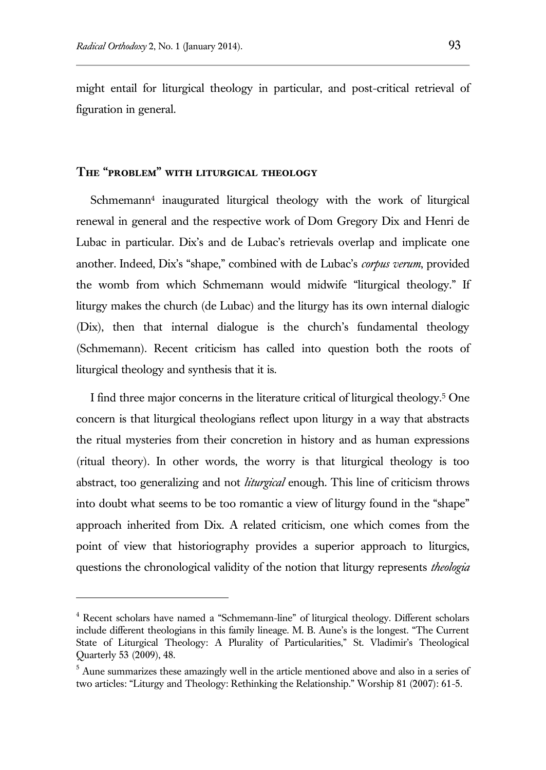might entail for liturgical theology in particular, and post-critical retrieval of figuration in general.

## The "problem" with liturgical theology

Schmemann[4] inaugurated liturgical theology with the work of liturgical renewal in general and the respective work of Dom Gregory Dix and Henri de Lubac in particular. Dix's and de Lubac's retrievals overlap and implicate one another. Indeed, Dix's "shape," combined with de Lubac's *corpus verum*, provided the womb from which Schmemann would midwife "liturgical theology." If liturgy makes the church (de Lubac) and the liturgy has its own internal dialogic (Dix), then that internal dialogue is the church's fundamental theology (Schmemann). Recent criticism has called into question both the roots of liturgical theology and synthesis that it is.

I find three major concerns in the literature critical of liturgical theology.[5] One concern is that liturgical theologians reflect upon liturgy in a way that abstracts the ritual mysteries from their concretion in history and as human expressions (ritual theory). In other words, the worry is that liturgical theology is too abstract, too generalizing and not *liturgical* enough. This line of criticism throws into doubt what seems to be too romantic a view of liturgy found in the "shape" approach inherited from Dix. A related criticism, one which comes from the point of view that historiography provides a superior approach to liturgics, questions the chronological validity of the notion that liturgy represents *theologia*

---

[4] Recent scholars have named a "Schmemann-line" of liturgical theology. Different scholars include different theologians in this family lineage. M. B. Aune's is the longest. "The Current State of Liturgical Theology: A Plurality of Particularities," St. Vladimir's Theological Quarterly 53 (2009), 48.

[5] Aune summarizes these amazingly well in the article mentioned above and also in a series of two articles: "Liturgy and Theology: Rethinking the Relationship." Worship 81 (2007): 61-5.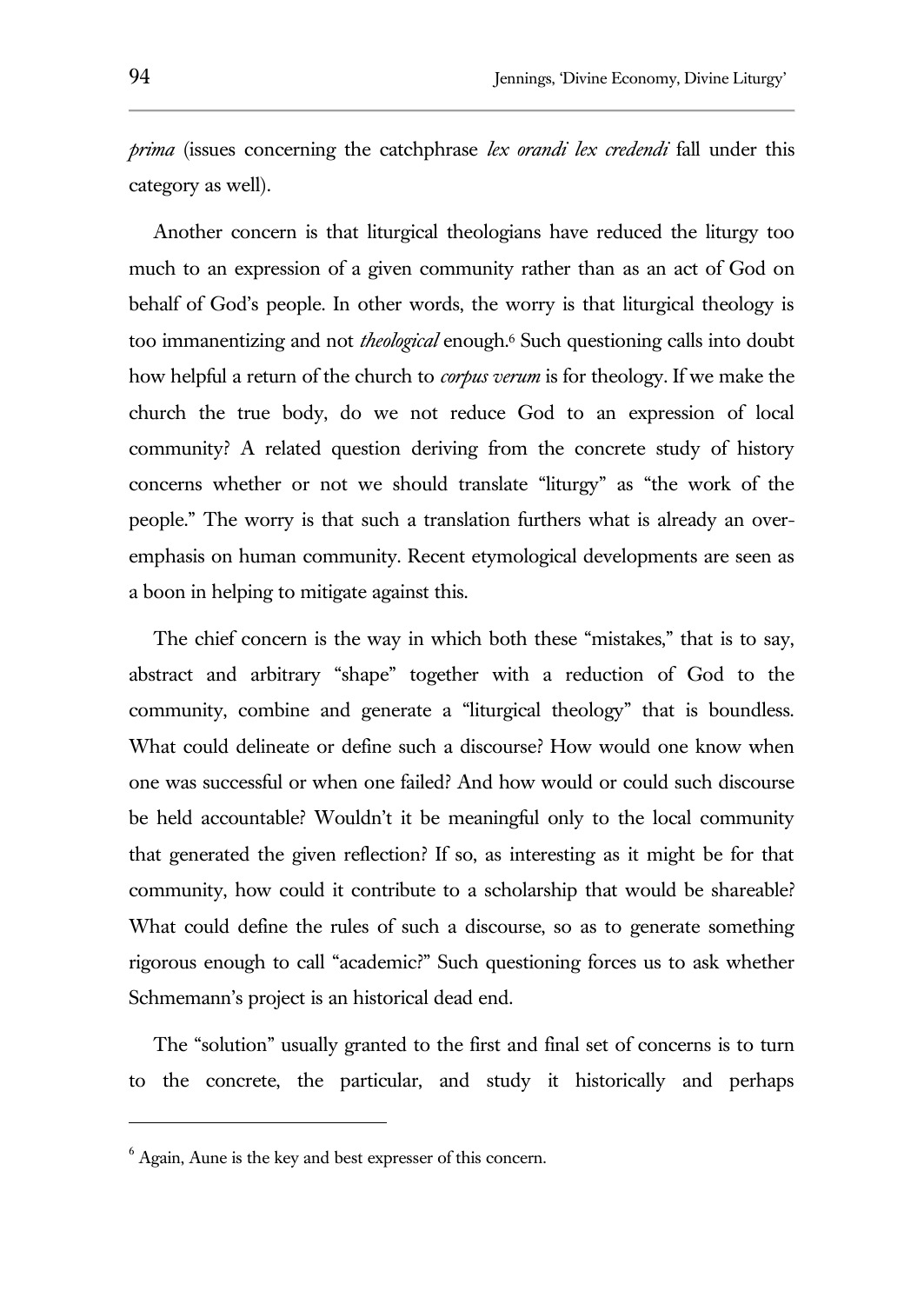*prima* (issues concerning the catchphrase *lex orandi lex credendi* fall under this category as well).

Another concern is that liturgical theologians have reduced the liturgy too much to an expression of a given community rather than as an act of God on behalf of God's people. In other words, the worry is that liturgical theology is too immanentizing and not *theological* enough.[6] Such questioning calls into doubt how helpful a return of the church to *corpus verum* is for theology. If we make the church the true body, do we not reduce God to an expression of local community? A related question deriving from the concrete study of history concerns whether or not we should translate "liturgy" as "the work of the people." The worry is that such a translation furthers what is already an over-emphasis on human community. Recent etymological developments are seen as a boon in helping to mitigate against this.

The chief concern is the way in which both these "mistakes," that is to say, abstract and arbitrary "shape" together with a reduction of God to the community, combine and generate a "liturgical theology" that is boundless. What could delineate or define such a discourse? How would one know when one was successful or when one failed? And how would or could such discourse be held accountable? Wouldn't it be meaningful only to the local community that generated the given reflection? If so, as interesting as it might be for that community, how could it contribute to a scholarship that would be shareable? What could define the rules of such a discourse, so as to generate something rigorous enough to call "academic?" Such questioning forces us to ask whether Schmemann's project is an historical dead end.

The "solution" usually granted to the first and final set of concerns is to turn to the concrete, the particular, and study it historically and perhaps

---

[6] Again, Aune is the key and best expresser of this concern.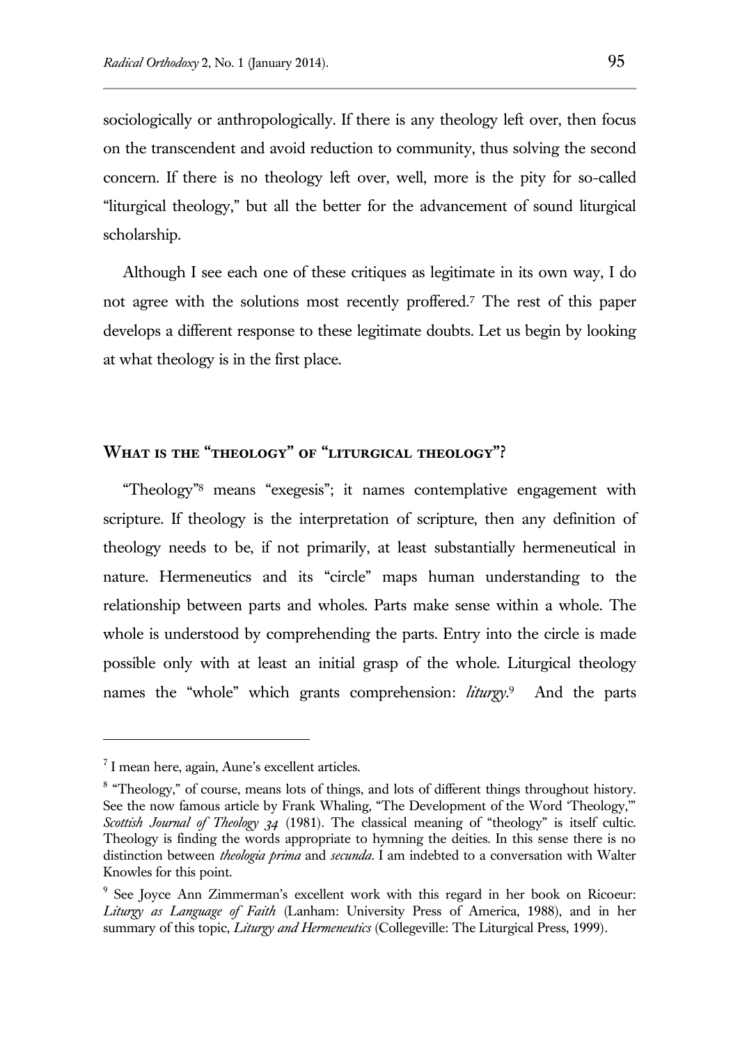sociologically or anthropologically. If there is any theology left over, then focus on the transcendent and avoid reduction to community, thus solving the second concern. If there is no theology left over, well, more is the pity for so-called "liturgical theology," but all the better for the advancement of sound liturgical scholarship.

Although I see each one of these critiques as legitimate in its own way, I do not agree with the solutions most recently proffered.[7] The rest of this paper develops a different response to these legitimate doubts. Let us begin by looking at what theology is in the first place.

## What is the "theology" of "liturgical theology"?

"Theology"[8] means "exegesis"; it names contemplative engagement with scripture. If theology is the interpretation of scripture, then any definition of theology needs to be, if not primarily, at least substantially hermeneutical in nature. Hermeneutics and its "circle" maps human understanding to the relationship between parts and wholes. Parts make sense within a whole. The whole is understood by comprehending the parts. Entry into the circle is made possible only with at least an initial grasp of the whole. Liturgical theology names the "whole" which grants comprehension: *liturgy*.[9] And the parts

---

[7] I mean here, again, Aune's excellent articles.

[8] "Theology," of course, means lots of things, and lots of different things throughout history. See the now famous article by Frank Whaling, "The Development of the Word 'Theology,'" *Scottish Journal of Theology 34* (1981). The classical meaning of "theology" is itself cultic. Theology is finding the words appropriate to hymning the deities. In this sense there is no distinction between *theologia prima* and *secunda*. I am indebted to a conversation with Walter Knowles for this point.

[9] See Joyce Ann Zimmerman's excellent work with this regard in her book on Ricoeur: *Liturgy as Language of Faith* (Lanham: University Press of America, 1988), and in her summary of this topic, *Liturgy and Hermeneutics* (Collegeville: The Liturgical Press, 1999).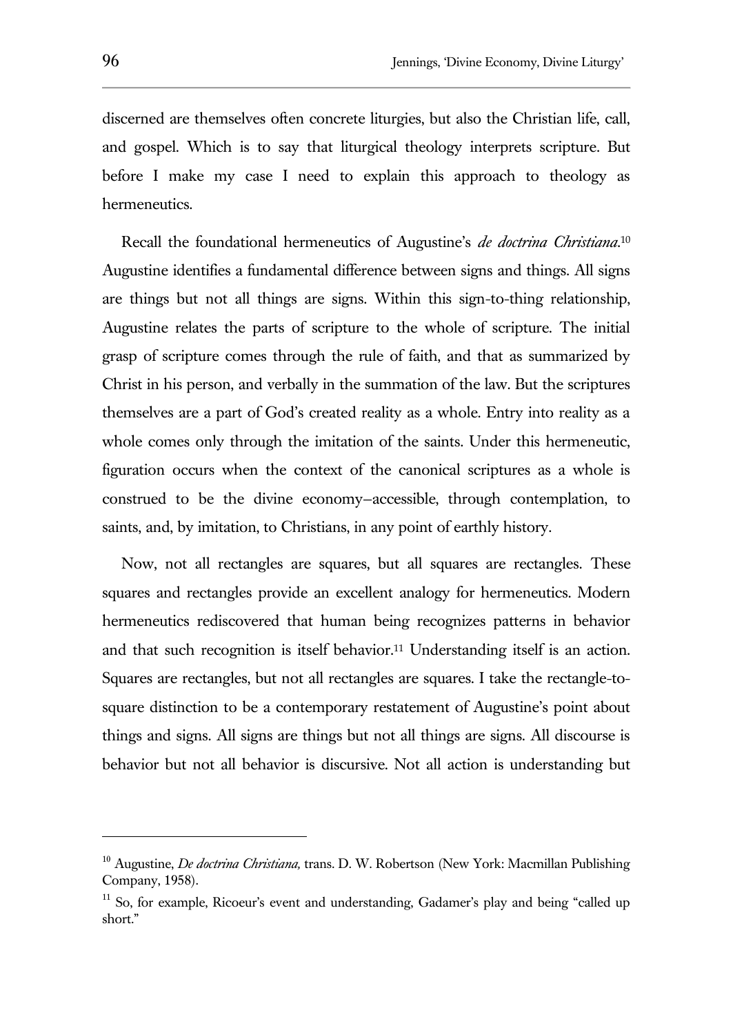discerned are themselves often concrete liturgies, but also the Christian life, call, and gospel. Which is to say that liturgical theology interprets scripture. But before I make my case I need to explain this approach to theology as hermeneutics.

Recall the foundational hermeneutics of Augustine's *de doctrina Christiana*.[10] Augustine identifies a fundamental difference between signs and things. All signs are things but not all things are signs. Within this sign-to-thing relationship, Augustine relates the parts of scripture to the whole of scripture. The initial grasp of scripture comes through the rule of faith, and that as summarized by Christ in his person, and verbally in the summation of the law. But the scriptures themselves are a part of God's created reality as a whole. Entry into reality as a whole comes only through the imitation of the saints. Under this hermeneutic, figuration occurs when the context of the canonical scriptures as a whole is construed to be the divine economy–accessible, through contemplation, to saints, and, by imitation, to Christians, in any point of earthly history.

Now, not all rectangles are squares, but all squares are rectangles. These squares and rectangles provide an excellent analogy for hermeneutics. Modern hermeneutics rediscovered that human being recognizes patterns in behavior and that such recognition is itself behavior.[11] Understanding itself is an action. Squares are rectangles, but not all rectangles are squares. I take the rectangle-to-square distinction to be a contemporary restatement of Augustine's point about things and signs. All signs are things but not all things are signs. All discourse is behavior but not all behavior is discursive. Not all action is understanding but

---

[10] Augustine, *De doctrina Christiana,* trans. D. W. Robertson (New York: Macmillan Publishing Company, 1958).

[11] So, for example, Ricoeur's event and understanding, Gadamer's play and being "called up short."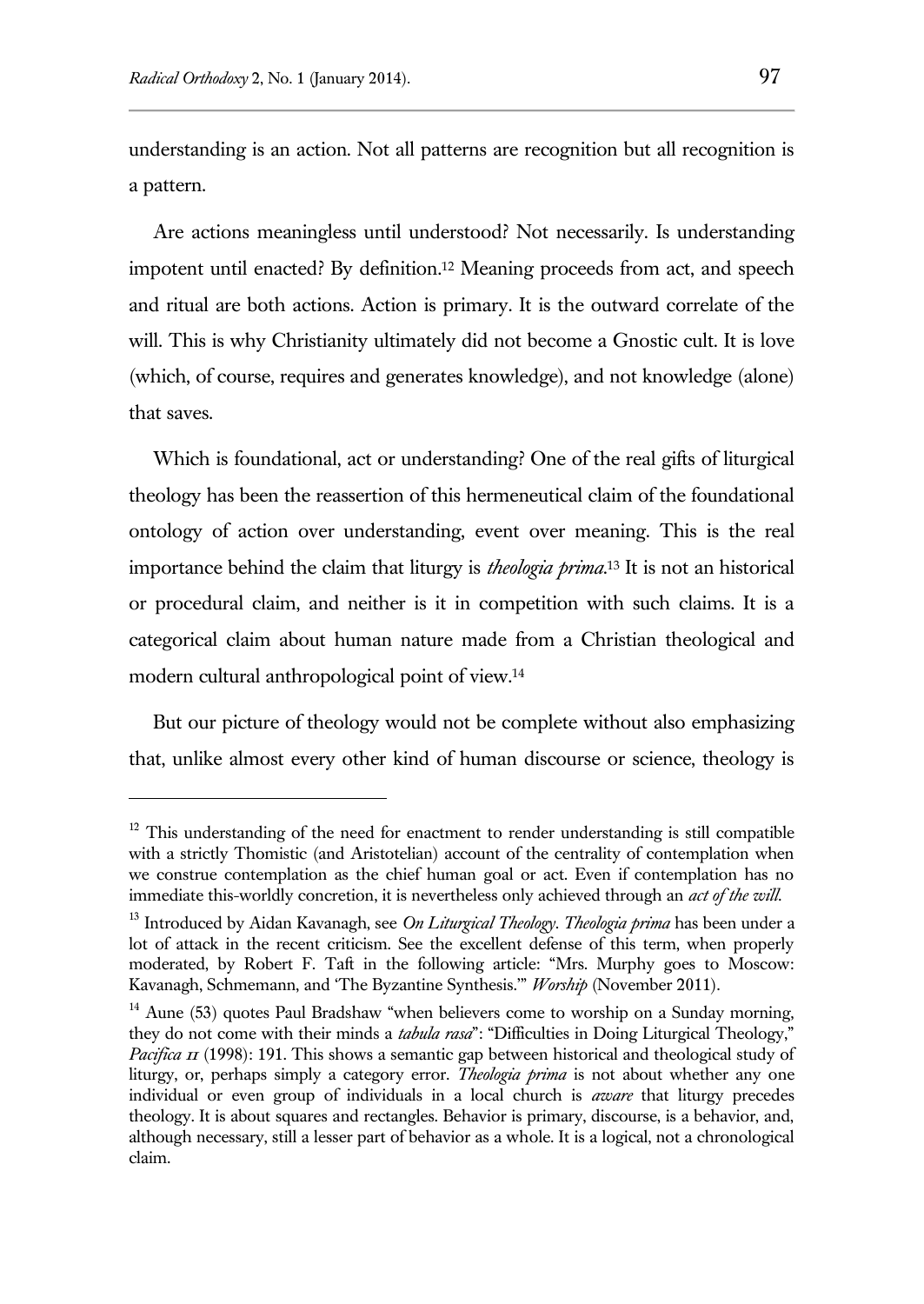understanding is an action. Not all patterns are recognition but all recognition is a pattern.

Are actions meaningless until understood? Not necessarily. Is understanding impotent until enacted? By definition.[12] Meaning proceeds from act, and speech and ritual are both actions. Action is primary. It is the outward correlate of the will. This is why Christianity ultimately did not become a Gnostic cult. It is love (which, of course, requires and generates knowledge), and not knowledge (alone) that saves.

Which is foundational, act or understanding? One of the real gifts of liturgical theology has been the reassertion of this hermeneutical claim of the foundational ontology of action over understanding, event over meaning. This is the real importance behind the claim that liturgy is *theologia prima*.[13] It is not an historical or procedural claim, and neither is it in competition with such claims. It is a categorical claim about human nature made from a Christian theological and modern cultural anthropological point of view.[14]

But our picture of theology would not be complete without also emphasizing that, unlike almost every other kind of human discourse or science, theology is

---

[12] This understanding of the need for enactment to render understanding is still compatible with a strictly Thomistic (and Aristotelian) account of the centrality of contemplation when we construe contemplation as the chief human goal or act. Even if contemplation has no immediate this-worldly concretion, it is nevertheless only achieved through an *act of the will*.

[13] Introduced by Aidan Kavanagh, see *On Liturgical Theology*. *Theologia prima* has been under a lot of attack in the recent criticism. See the excellent defense of this term, when properly moderated, by Robert F. Taft in the following article: "Mrs. Murphy goes to Moscow: Kavanagh, Schmemann, and 'The Byzantine Synthesis.'" *Worship* (November 2011).

[14] Aune (53) quotes Paul Bradshaw "when believers come to worship on a Sunday morning, they do not come with their minds a *tabula rasa*": "Difficulties in Doing Liturgical Theology," *Pacifica 11* (1998): 191. This shows a semantic gap between historical and theological study of liturgy, or, perhaps simply a category error. *Theologia prima* is not about whether any one individual or even group of individuals in a local church is *aware* that liturgy precedes theology. It is about squares and rectangles. Behavior is primary, discourse, is a behavior, and, although necessary, still a lesser part of behavior as a whole. It is a logical, not a chronological claim.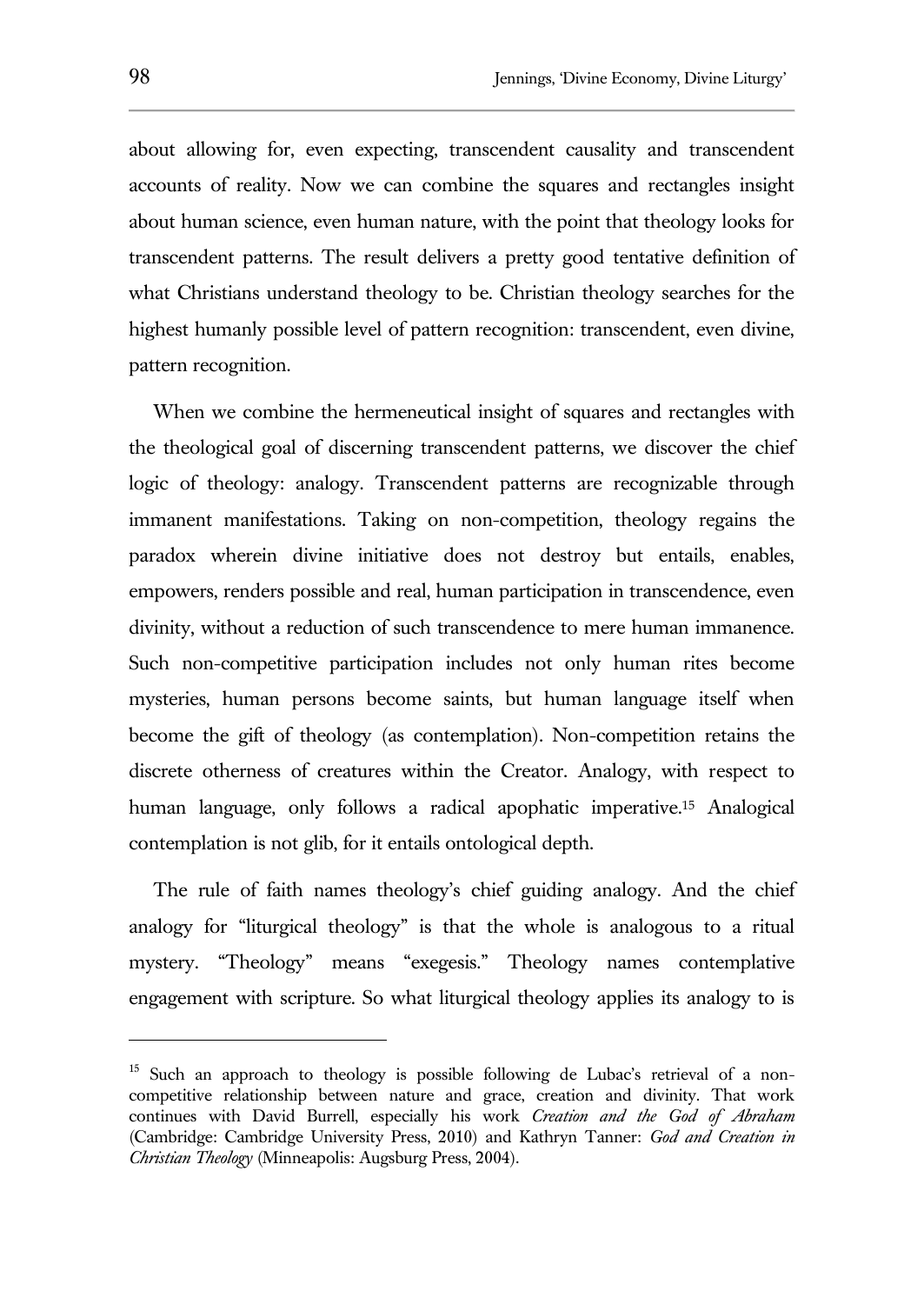about allowing for, even expecting, transcendent causality and transcendent accounts of reality. Now we can combine the squares and rectangles insight about human science, even human nature, with the point that theology looks for transcendent patterns. The result delivers a pretty good tentative definition of what Christians understand theology to be. Christian theology searches for the highest humanly possible level of pattern recognition: transcendent, even divine, pattern recognition.

When we combine the hermeneutical insight of squares and rectangles with the theological goal of discerning transcendent patterns, we discover the chief logic of theology: analogy. Transcendent patterns are recognizable through immanent manifestations. Taking on non-competition, theology regains the paradox wherein divine initiative does not destroy but entails, enables, empowers, renders possible and real, human participation in transcendence, even divinity, without a reduction of such transcendence to mere human immanence. Such non-competitive participation includes not only human rites become mysteries, human persons become saints, but human language itself when become the gift of theology (as contemplation). Non-competition retains the discrete otherness of creatures within the Creator. Analogy, with respect to human language, only follows a radical apophatic imperative.[15] Analogical contemplation is not glib, for it entails ontological depth.

The rule of faith names theology's chief guiding analogy. And the chief analogy for "liturgical theology" is that the whole is analogous to a ritual mystery. "Theology" means "exegesis." Theology names contemplative engagement with scripture. So what liturgical theology applies its analogy to is

---

[15] Such an approach to theology is possible following de Lubac's retrieval of a non-competitive relationship between nature and grace, creation and divinity. That work continues with David Burrell, especially his work *Creation and the God of Abraham* (Cambridge: Cambridge University Press, 2010) and Kathryn Tanner: *God and Creation in Christian Theology* (Minneapolis: Augsburg Press, 2004).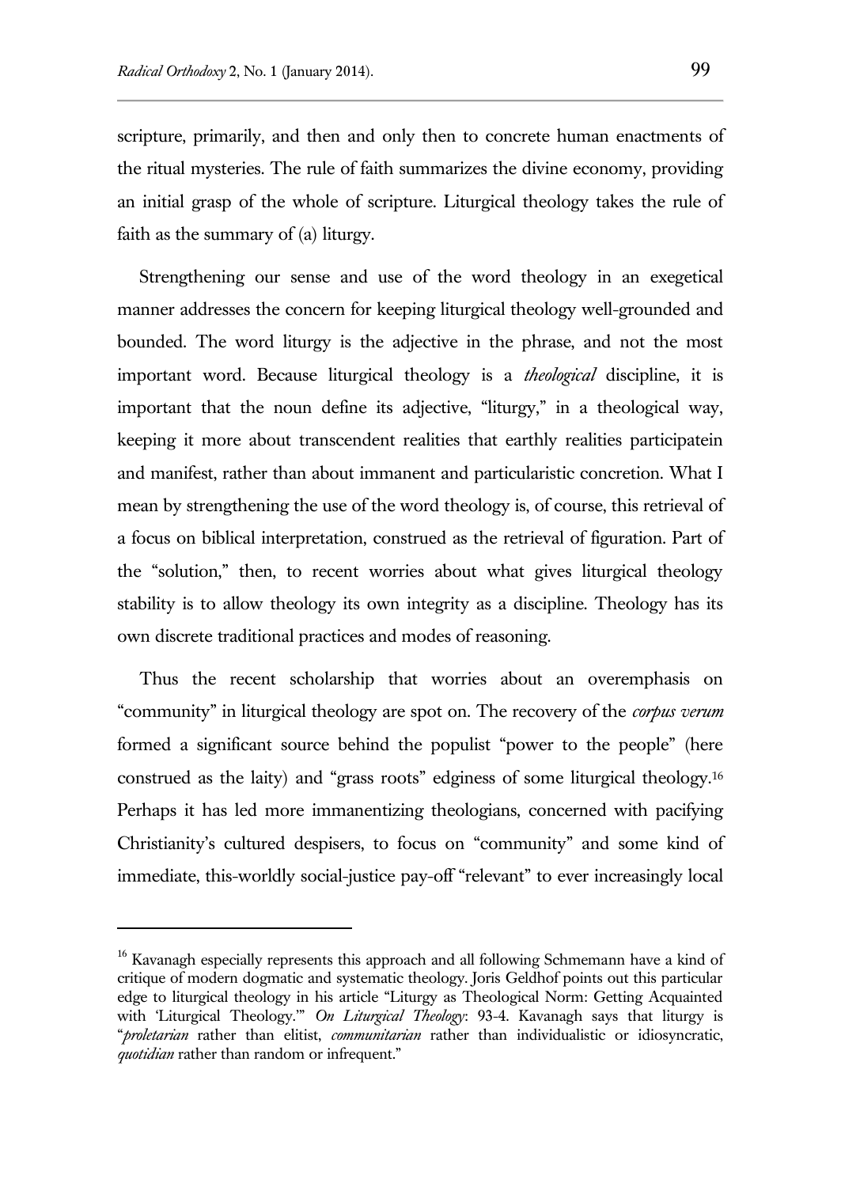scripture, primarily, and then and only then to concrete human enactments of the ritual mysteries. The rule of faith summarizes the divine economy, providing an initial grasp of the whole of scripture. Liturgical theology takes the rule of faith as the summary of (a) liturgy.

Strengthening our sense and use of the word theology in an exegetical manner addresses the concern for keeping liturgical theology well-grounded and bounded. The word liturgy is the adjective in the phrase, and not the most important word. Because liturgical theology is a *theological* discipline, it is important that the noun define its adjective, "liturgy," in a theological way, keeping it more about transcendent realities that earthly realities participatein and manifest, rather than about immanent and particularistic concretion. What I mean by strengthening the use of the word theology is, of course, this retrieval of a focus on biblical interpretation, construed as the retrieval of figuration. Part of the "solution," then, to recent worries about what gives liturgical theology stability is to allow theology its own integrity as a discipline. Theology has its own discrete traditional practices and modes of reasoning.

Thus the recent scholarship that worries about an overemphasis on "community" in liturgical theology are spot on. The recovery of the *corpus verum* formed a significant source behind the populist "power to the people" (here construed as the laity) and "grass roots" edginess of some liturgical theology.[16] Perhaps it has led more immanentizing theologians, concerned with pacifying Christianity's cultured despisers, to focus on "community" and some kind of immediate, this-worldly social-justice pay-off "relevant" to ever increasingly local

---

[16] Kavanagh especially represents this approach and all following Schmemann have a kind of critique of modern dogmatic and systematic theology. Joris Geldhof points out this particular edge to liturgical theology in his article "Liturgy as Theological Norm: Getting Acquainted with 'Liturgical Theology.'" *On Liturgical Theology*: 93-4. Kavanagh says that liturgy is "*proletarian* rather than elitist, *communitarian* rather than individualistic or idiosyncratic, *quotidian* rather than random or infrequent."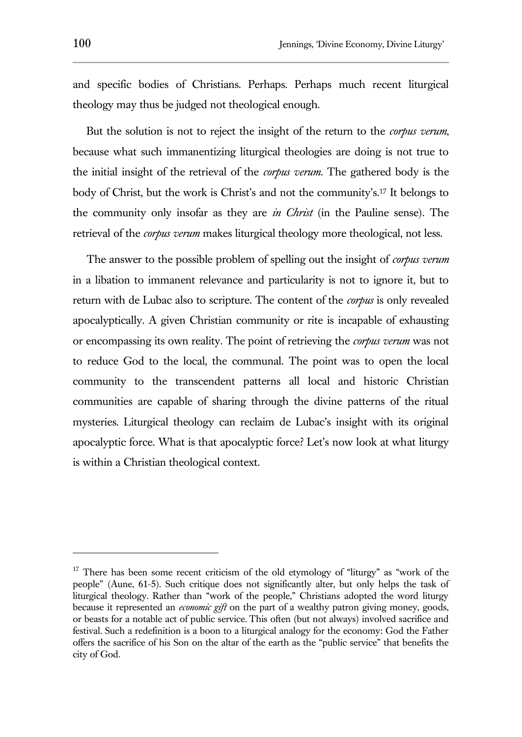and specific bodies of Christians. Perhaps. Perhaps much recent liturgical theology may thus be judged not theological enough.

But the solution is not to reject the insight of the return to the *corpus verum*, because what such immanentizing liturgical theologies are doing is not true to the initial insight of the retrieval of the *corpus verum*. The gathered body is the body of Christ, but the work is Christ's and not the community's.[17] It belongs to the community only insofar as they are *in Christ* (in the Pauline sense). The retrieval of the *corpus verum* makes liturgical theology more theological, not less.

The answer to the possible problem of spelling out the insight of *corpus verum* in a libation to immanent relevance and particularity is not to ignore it, but to return with de Lubac also to scripture. The content of the *corpus* is only revealed apocalyptically. A given Christian community or rite is incapable of exhausting or encompassing its own reality. The point of retrieving the *corpus verum* was not to reduce God to the local, the communal. The point was to open the local community to the transcendent patterns all local and historic Christian communities are capable of sharing through the divine patterns of the ritual mysteries. Liturgical theology can reclaim de Lubac's insight with its original apocalyptic force. What is that apocalyptic force? Let's now look at what liturgy is within a Christian theological context.

---

[17] There has been some recent criticism of the old etymology of "liturgy" as "work of the people" (Aune, 61-5). Such critique does not significantly alter, but only helps the task of liturgical theology. Rather than "work of the people," Christians adopted the word liturgy because it represented an *economic gift* on the part of a wealthy patron giving money, goods, or beasts for a notable act of public service. This often (but not always) involved sacrifice and festival. Such a redefinition is a boon to a liturgical analogy for the economy: God the Father offers the sacrifice of his Son on the altar of the earth as the "public service" that benefits the city of God.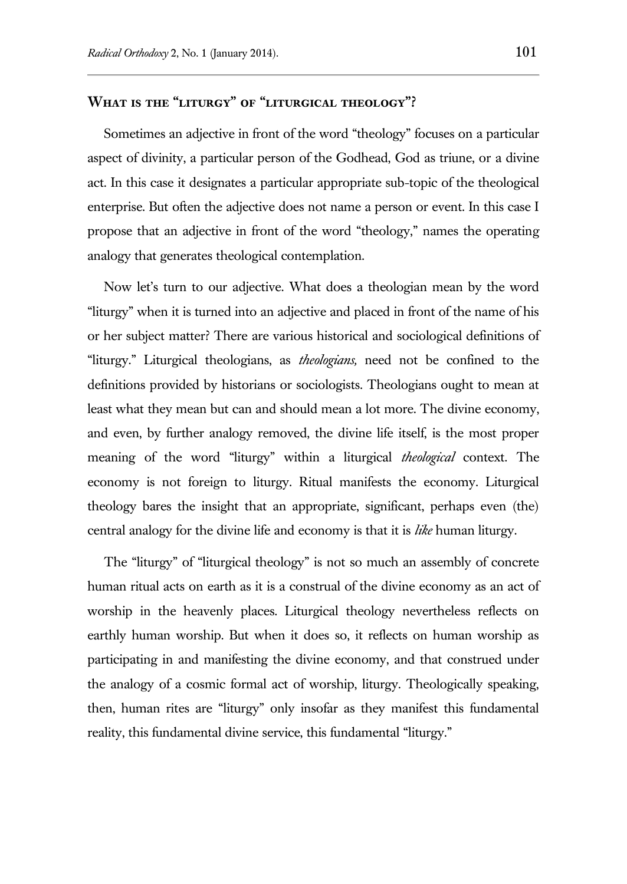## What is the "liturgy" of "liturgical theology"?

Sometimes an adjective in front of the word "theology" focuses on a particular aspect of divinity, a particular person of the Godhead, God as triune, or a divine act. In this case it designates a particular appropriate sub-topic of the theological enterprise. But often the adjective does not name a person or event. In this case I propose that an adjective in front of the word "theology," names the operating analogy that generates theological contemplation.

Now let's turn to our adjective. What does a theologian mean by the word "liturgy" when it is turned into an adjective and placed in front of the name of his or her subject matter? There are various historical and sociological definitions of "liturgy." Liturgical theologians, as *theologians,* need not be confined to the definitions provided by historians or sociologists. Theologians ought to mean at least what they mean but can and should mean a lot more. The divine economy, and even, by further analogy removed, the divine life itself, is the most proper meaning of the word "liturgy" within a liturgical *theological* context. The economy is not foreign to liturgy. Ritual manifests the economy. Liturgical theology bares the insight that an appropriate, significant, perhaps even (the) central analogy for the divine life and economy is that it is *like* human liturgy.

The "liturgy" of "liturgical theology" is not so much an assembly of concrete human ritual acts on earth as it is a construal of the divine economy as an act of worship in the heavenly places. Liturgical theology nevertheless reflects on earthly human worship. But when it does so, it reflects on human worship as participating in and manifesting the divine economy, and that construed under the analogy of a cosmic formal act of worship, liturgy. Theologically speaking, then, human rites are "liturgy" only insofar as they manifest this fundamental reality, this fundamental divine service, this fundamental "liturgy."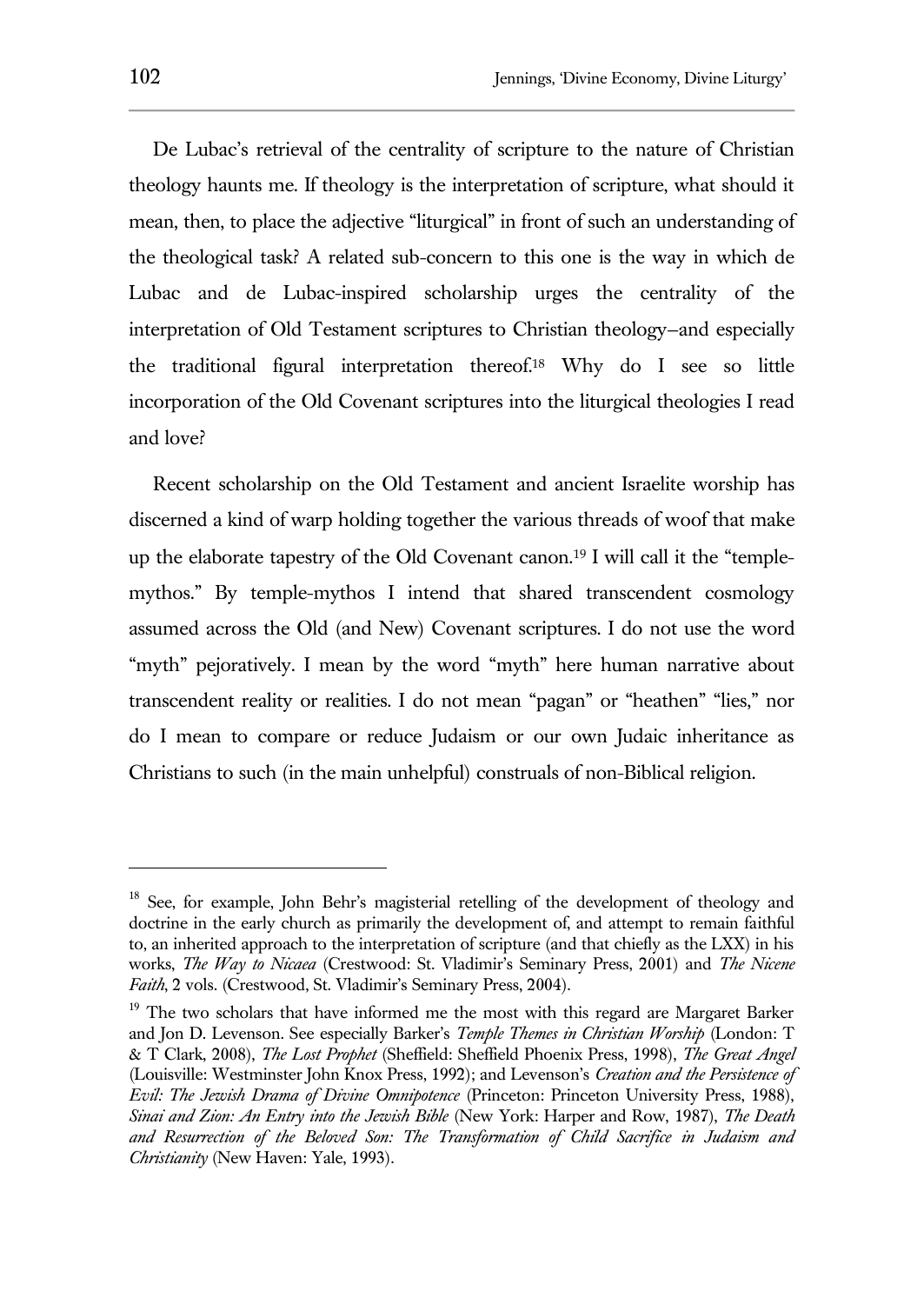De Lubac's retrieval of the centrality of scripture to the nature of Christian theology haunts me. If theology is the interpretation of scripture, what should it mean, then, to place the adjective "liturgical" in front of such an understanding of the theological task? A related sub-concern to this one is the way in which de Lubac and de Lubac-inspired scholarship urges the centrality of the interpretation of Old Testament scriptures to Christian theology—and especially the traditional figural interpretation thereof.[18] Why do I see so little incorporation of the Old Covenant scriptures into the liturgical theologies I read and love?

Recent scholarship on the Old Testament and ancient Israelite worship has discerned a kind of warp holding together the various threads of woof that make up the elaborate tapestry of the Old Covenant canon.[19] I will call it the "temple-mythos." By temple-mythos I intend that shared transcendent cosmology assumed across the Old (and New) Covenant scriptures. I do not use the word "myth" pejoratively. I mean by the word "myth" here human narrative about transcendent reality or realities. I do not mean "pagan" or "heathen" "lies," nor do I mean to compare or reduce Judaism or our own Judaic inheritance as Christians to such (in the main unhelpful) construals of non-Biblical religion.

---

[18] See, for example, John Behr's magisterial retelling of the development of theology and doctrine in the early church as primarily the development of, and attempt to remain faithful to, an inherited approach to the interpretation of scripture (and that chiefly as the LXX) in his works, *The Way to Nicaea* (Crestwood: St. Vladimir's Seminary Press, 2001) and *The Nicene Faith*, 2 vols. (Crestwood, St. Vladimir's Seminary Press, 2004).

[19] The two scholars that have informed me the most with this regard are Margaret Barker and Jon D. Levenson. See especially Barker's *Temple Themes in Christian Worship* (London: T & T Clark, 2008), *The Lost Prophet* (Sheffield: Sheffield Phoenix Press, 1998), *The Great Angel* (Louisville: Westminster John Knox Press, 1992); and Levenson's *Creation and the Persistence of Evil: The Jewish Drama of Divine Omnipotence* (Princeton: Princeton University Press, 1988), *Sinai and Zion: An Entry into the Jewish Bible* (New York: Harper and Row, 1987), *The Death and Resurrection of the Beloved Son: The Transformation of Child Sacrifice in Judaism and Christianity* (New Haven: Yale, 1993).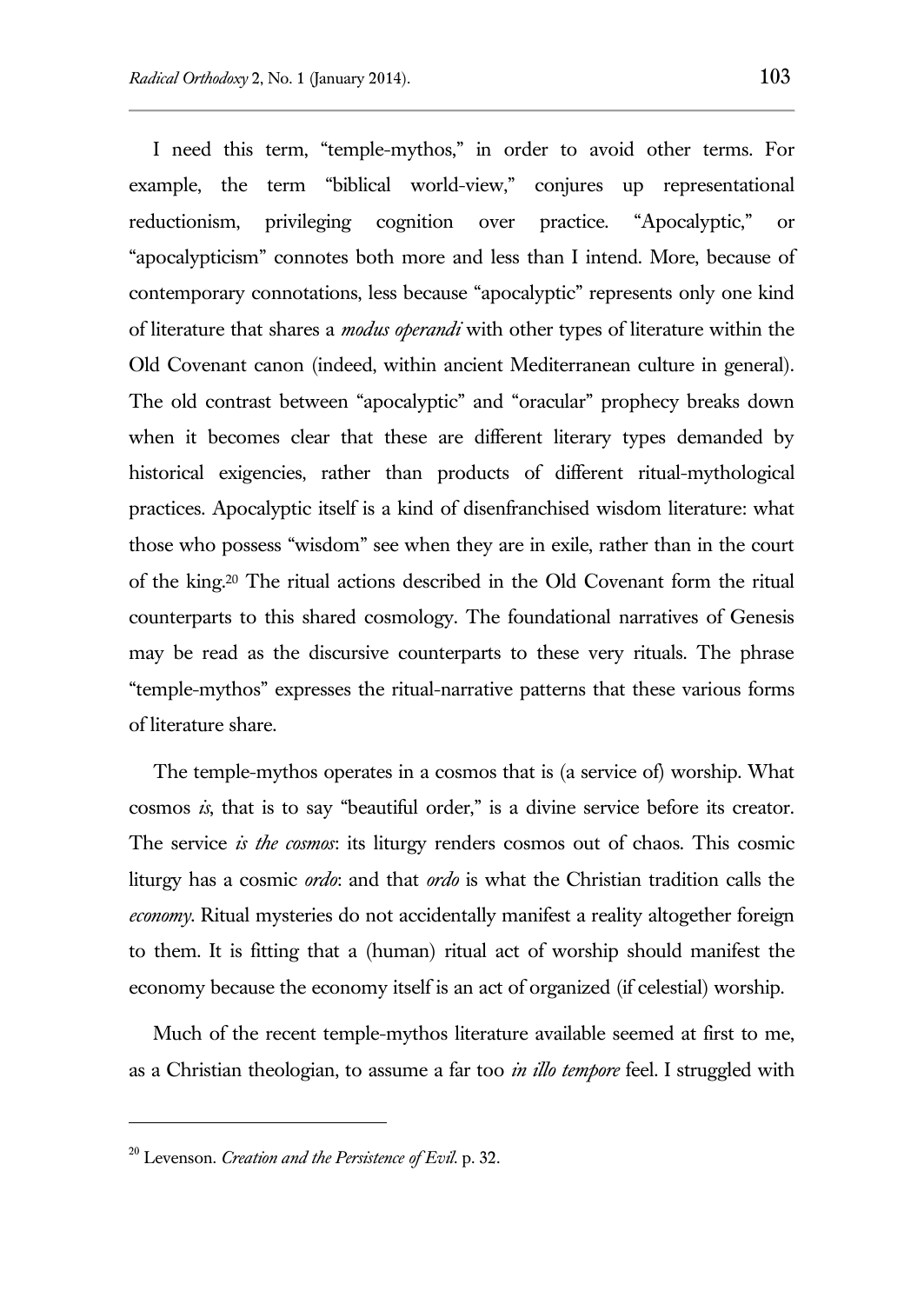I need this term, "temple-mythos," in order to avoid other terms. For example, the term "biblical world-view," conjures up representational reductionism, privileging cognition over practice. "Apocalyptic," or "apocalypticism" connotes both more and less than I intend. More, because of contemporary connotations, less because "apocalyptic" represents only one kind of literature that shares a *modus operandi* with other types of literature within the Old Covenant canon (indeed, within ancient Mediterranean culture in general). The old contrast between "apocalyptic" and "oracular" prophecy breaks down when it becomes clear that these are different literary types demanded by historical exigencies, rather than products of different ritual-mythological practices. Apocalyptic itself is a kind of disenfranchised wisdom literature: what those who possess "wisdom" see when they are in exile, rather than in the court of the king.[20] The ritual actions described in the Old Covenant form the ritual counterparts to this shared cosmology. The foundational narratives of Genesis may be read as the discursive counterparts to these very rituals. The phrase "temple-mythos" expresses the ritual-narrative patterns that these various forms of literature share.

The temple-mythos operates in a cosmos that is (a service of) worship. What cosmos *is*, that is to say "beautiful order," is a divine service before its creator. The service *is the cosmos*: its liturgy renders cosmos out of chaos. This cosmic liturgy has a cosmic *ordo*: and that *ordo* is what the Christian tradition calls the *economy*. Ritual mysteries do not accidentally manifest a reality altogether foreign to them. It is fitting that a (human) ritual act of worship should manifest the economy because the economy itself is an act of organized (if celestial) worship.

Much of the recent temple-mythos literature available seemed at first to me, as a Christian theologian, to assume a far too *in illo tempore* feel. I struggled with

---

[20] Levenson. *Creation and the Persistence of Evil.* p. 32.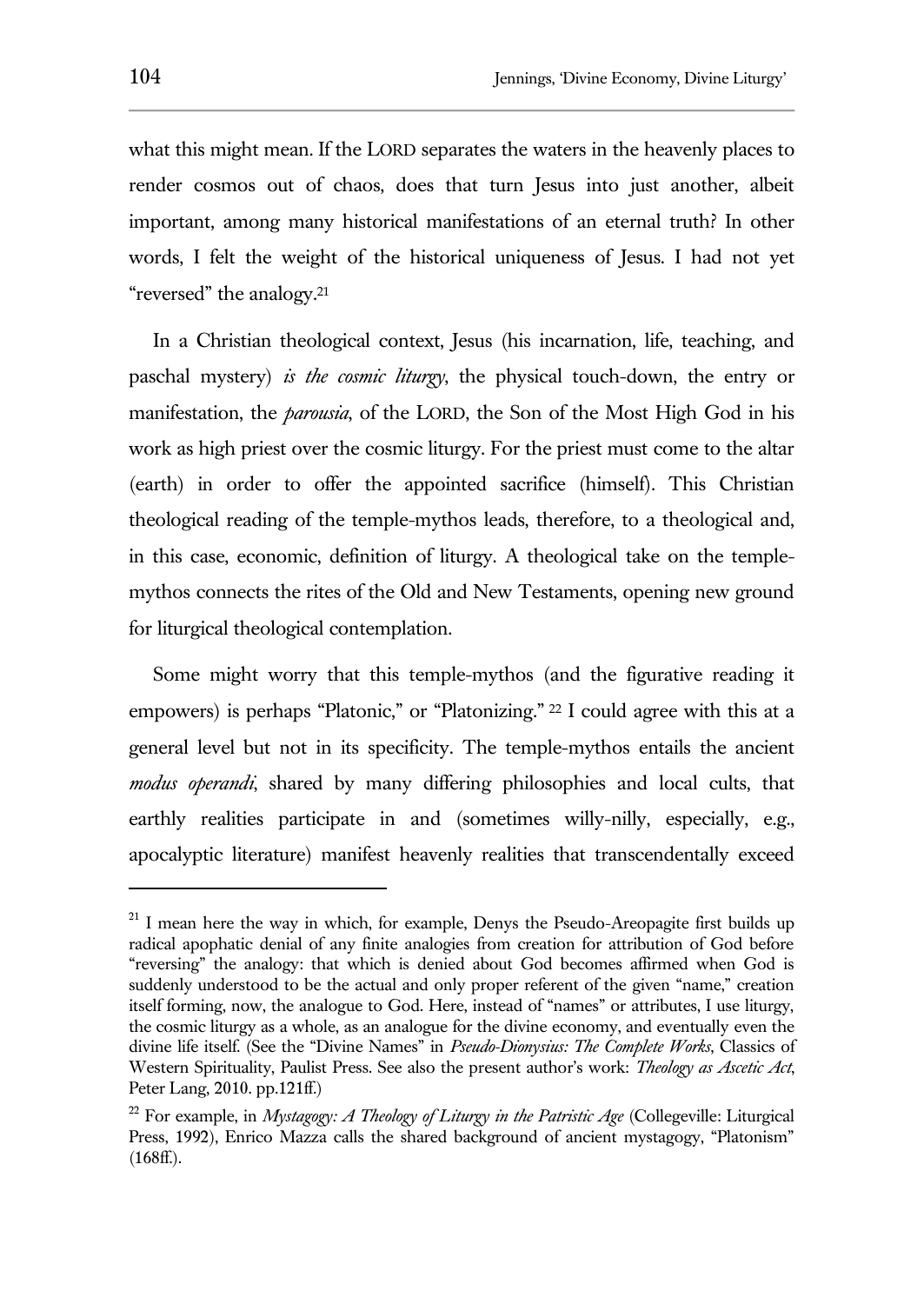what this might mean. If the LORD separates the waters in the heavenly places to render cosmos out of chaos, does that turn Jesus into just another, albeit important, among many historical manifestations of an eternal truth? In other words, I felt the weight of the historical uniqueness of Jesus. I had not yet "reversed" the analogy.[21]

In a Christian theological context, Jesus (his incarnation, life, teaching, and paschal mystery) *is the cosmic liturgy*, the physical touch-down, the entry or manifestation, the *parousia*, of the LORD, the Son of the Most High God in his work as high priest over the cosmic liturgy. For the priest must come to the altar (earth) in order to offer the appointed sacrifice (himself). This Christian theological reading of the temple-mythos leads, therefore, to a theological and, in this case, economic, definition of liturgy. A theological take on the temple-mythos connects the rites of the Old and New Testaments, opening new ground for liturgical theological contemplation.

Some might worry that this temple-mythos (and the figurative reading it empowers) is perhaps "Platonic," or "Platonizing." [22] I could agree with this at a general level but not in its specificity. The temple-mythos entails the ancient *modus operandi*, shared by many differing philosophies and local cults, that earthly realities participate in and (sometimes willy-nilly, especially, e.g., apocalyptic literature) manifest heavenly realities that transcendentally exceed

[21] I mean here the way in which, for example, Denys the Pseudo-Areopagite first builds up radical apophatic denial of any finite analogies from creation for attribution of God before "reversing" the analogy: that which is denied about God becomes affirmed when God is suddenly understood to be the actual and only proper referent of the given "name," creation itself forming, now, the analogue to God. Here, instead of "names" or attributes, I use liturgy, the cosmic liturgy as a whole, as an analogue for the divine economy, and eventually even the divine life itself. (See the "Divine Names" in *Pseudo-Dionysius: The Complete Works*, Classics of Western Spirituality, Paulist Press. See also the present author's work: *Theology as Ascetic Act*, Peter Lang, 2010. pp.121ff.)

[22] For example, in *Mystagogy: A Theology of Liturgy in the Patristic Age* (Collegeville: Liturgical Press, 1992), Enrico Mazza calls the shared background of ancient mystagogy, "Platonism" (168ff.).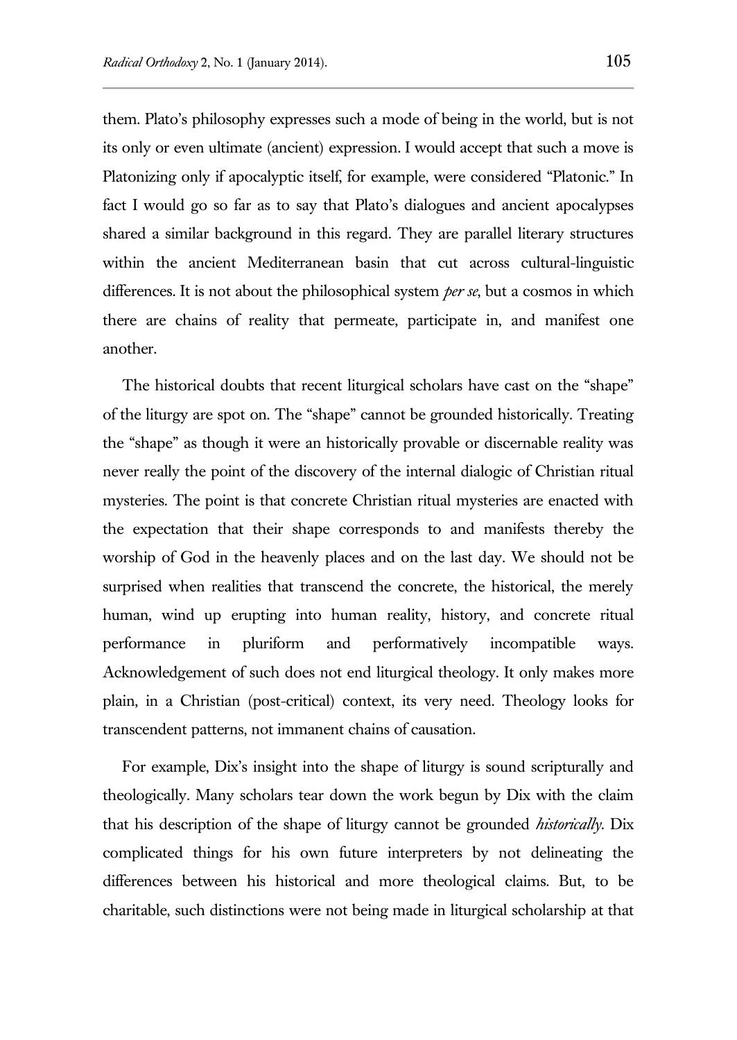them. Plato's philosophy expresses such a mode of being in the world, but is not its only or even ultimate (ancient) expression. I would accept that such a move is Platonizing only if apocalyptic itself, for example, were considered "Platonic." In fact I would go so far as to say that Plato's dialogues and ancient apocalypses shared a similar background in this regard. They are parallel literary structures within the ancient Mediterranean basin that cut across cultural-linguistic differences. It is not about the philosophical system *per se*, but a cosmos in which there are chains of reality that permeate, participate in, and manifest one another.

The historical doubts that recent liturgical scholars have cast on the "shape" of the liturgy are spot on. The "shape" cannot be grounded historically. Treating the "shape" as though it were an historically provable or discernable reality was never really the point of the discovery of the internal dialogic of Christian ritual mysteries. The point is that concrete Christian ritual mysteries are enacted with the expectation that their shape corresponds to and manifests thereby the worship of God in the heavenly places and on the last day. We should not be surprised when realities that transcend the concrete, the historical, the merely human, wind up erupting into human reality, history, and concrete ritual performance in pluriform and performatively incompatible ways. Acknowledgement of such does not end liturgical theology. It only makes more plain, in a Christian (post-critical) context, its very need. Theology looks for transcendent patterns, not immanent chains of causation.

For example, Dix's insight into the shape of liturgy is sound scripturally and theologically. Many scholars tear down the work begun by Dix with the claim that his description of the shape of liturgy cannot be grounded *historically*. Dix complicated things for his own future interpreters by not delineating the differences between his historical and more theological claims. But, to be charitable, such distinctions were not being made in liturgical scholarship at that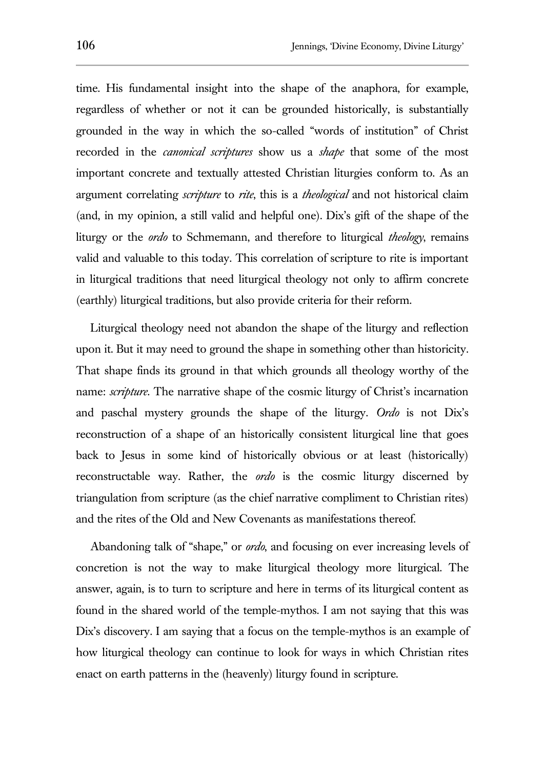time. His fundamental insight into the shape of the anaphora, for example, regardless of whether or not it can be grounded historically, is substantially grounded in the way in which the so-called "words of institution" of Christ recorded in the *canonical scriptures* show us a *shape* that some of the most important concrete and textually attested Christian liturgies conform to. As an argument correlating *scripture* to *rite*, this is a *theological* and not historical claim (and, in my opinion, a still valid and helpful one). Dix's gift of the shape of the liturgy or the *ordo* to Schmemann, and therefore to liturgical *theology*, remains valid and valuable to this today. This correlation of scripture to rite is important in liturgical traditions that need liturgical theology not only to affirm concrete (earthly) liturgical traditions, but also provide criteria for their reform.

Liturgical theology need not abandon the shape of the liturgy and reflection upon it. But it may need to ground the shape in something other than historicity. That shape finds its ground in that which grounds all theology worthy of the name: *scripture*. The narrative shape of the cosmic liturgy of Christ's incarnation and paschal mystery grounds the shape of the liturgy. *Ordo* is not Dix's reconstruction of a shape of an historically consistent liturgical line that goes back to Jesus in some kind of historically obvious or at least (historically) reconstructable way. Rather, the *ordo* is the cosmic liturgy discerned by triangulation from scripture (as the chief narrative compliment to Christian rites) and the rites of the Old and New Covenants as manifestations thereof.

Abandoning talk of "shape," or *ordo,* and focusing on ever increasing levels of concretion is not the way to make liturgical theology more liturgical. The answer, again, is to turn to scripture and here in terms of its liturgical content as found in the shared world of the temple-mythos. I am not saying that this was Dix's discovery. I am saying that a focus on the temple-mythos is an example of how liturgical theology can continue to look for ways in which Christian rites enact on earth patterns in the (heavenly) liturgy found in scripture.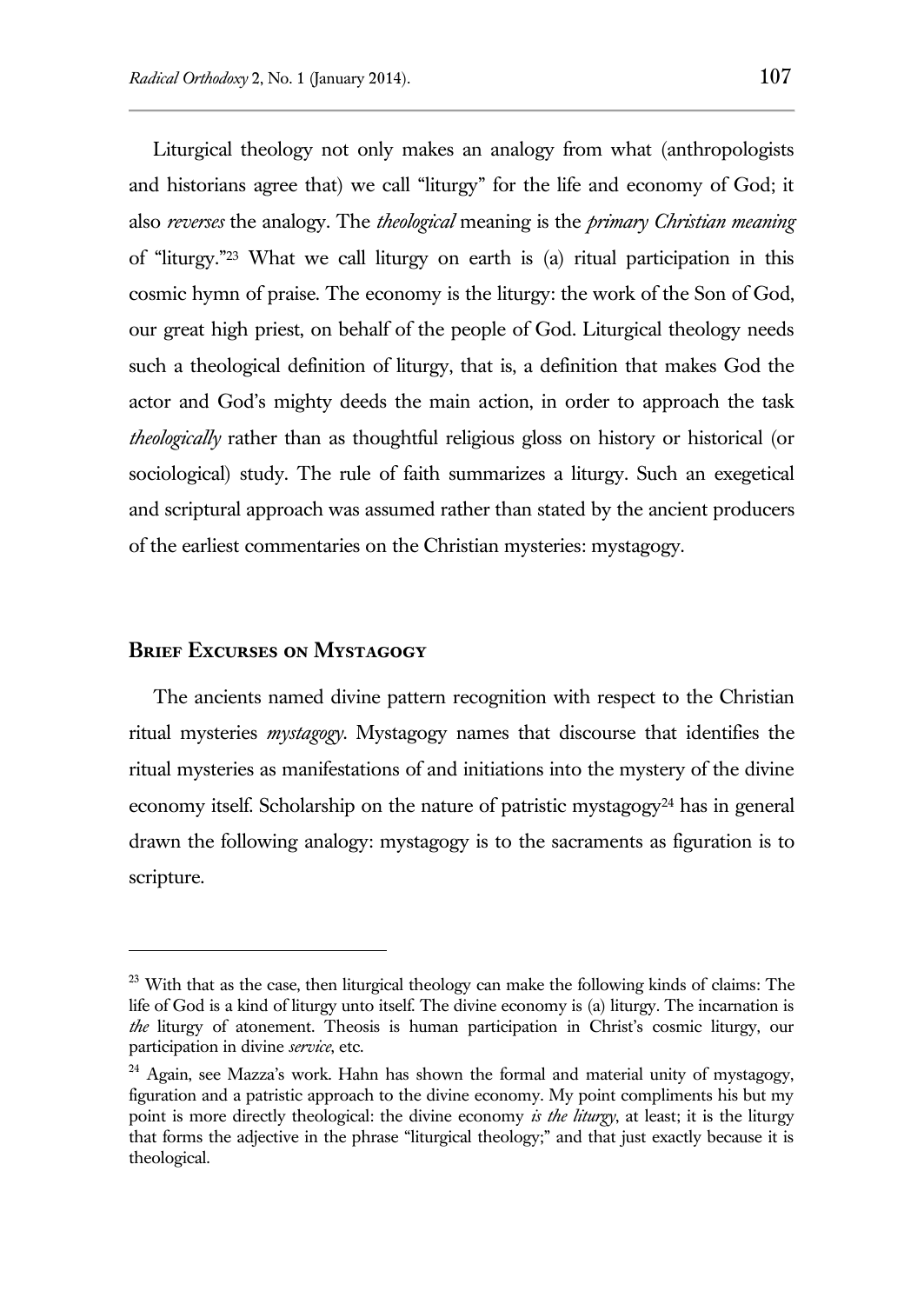Liturgical theology not only makes an analogy from what (anthropologists and historians agree that) we call "liturgy" for the life and economy of God; it also *reverses* the analogy. The *theological* meaning is the *primary Christian meaning* of "liturgy."[23] What we call liturgy on earth is (a) ritual participation in this cosmic hymn of praise. The economy is the liturgy: the work of the Son of God, our great high priest, on behalf of the people of God. Liturgical theology needs such a theological definition of liturgy, that is, a definition that makes God the actor and God's mighty deeds the main action, in order to approach the task *theologically* rather than as thoughtful religious gloss on history or historical (or sociological) study. The rule of faith summarizes a liturgy. Such an exegetical and scriptural approach was assumed rather than stated by the ancient producers of the earliest commentaries on the Christian mysteries: mystagogy.

## Brief Excurses on Mystagogy

The ancients named divine pattern recognition with respect to the Christian ritual mysteries *mystagogy*. Mystagogy names that discourse that identifies the ritual mysteries as manifestations of and initiations into the mystery of the divine economy itself. Scholarship on the nature of patristic mystagogy[24] has in general drawn the following analogy: mystagogy is to the sacraments as figuration is to scripture.

---

[23] With that as the case, then liturgical theology can make the following kinds of claims: The life of God is a kind of liturgy unto itself. The divine economy is (a) liturgy. The incarnation is *the* liturgy of atonement. Theosis is human participation in Christ's cosmic liturgy, our participation in divine *service*, etc.

[24] Again, see Mazza's work. Hahn has shown the formal and material unity of mystagogy, figuration and a patristic approach to the divine economy. My point compliments his but my point is more directly theological: the divine economy *is the liturgy*, at least; it is the liturgy that forms the adjective in the phrase "liturgical theology;" and that just exactly because it is theological.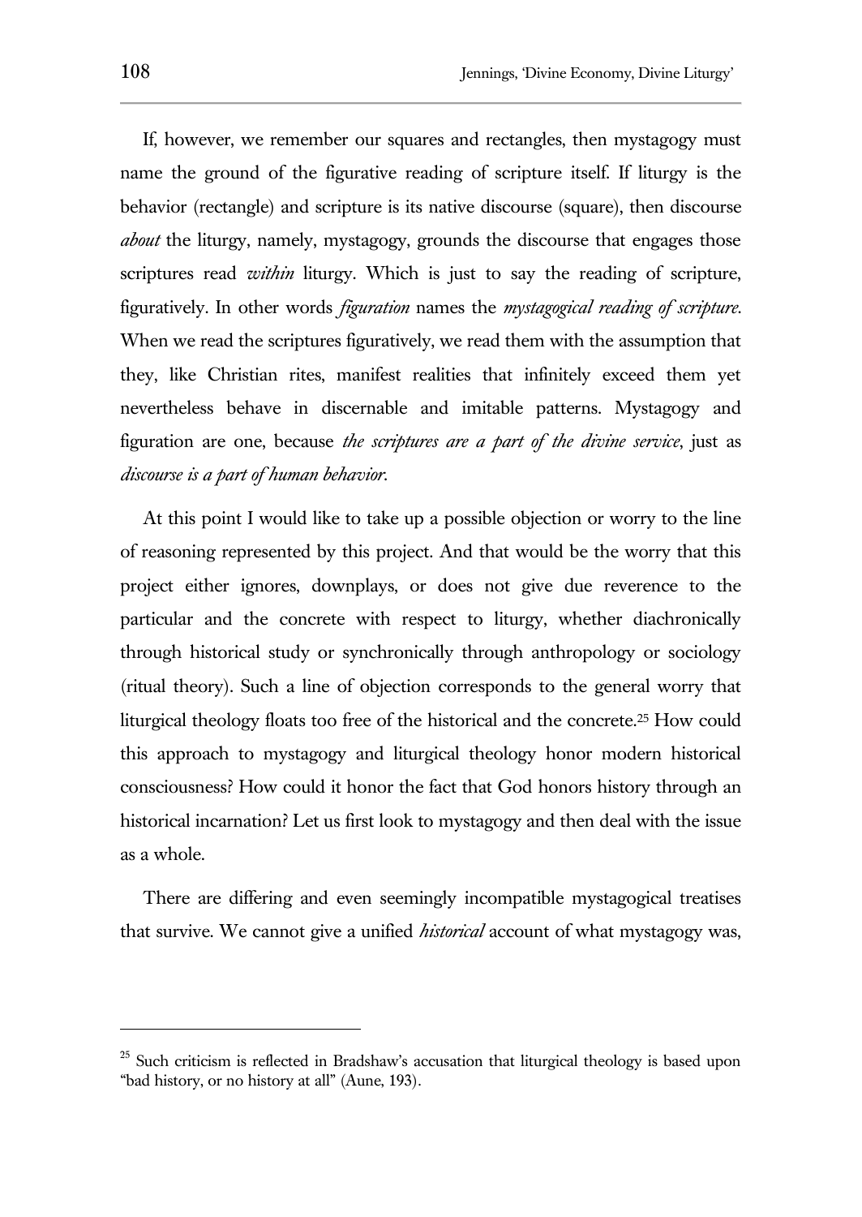If, however, we remember our squares and rectangles, then mystagogy must name the ground of the figurative reading of scripture itself. If liturgy is the behavior (rectangle) and scripture is its native discourse (square), then discourse *about* the liturgy, namely, mystagogy, grounds the discourse that engages those scriptures read *within* liturgy. Which is just to say the reading of scripture, figuratively. In other words *figuration* names the *mystagogical reading of scripture*. When we read the scriptures figuratively, we read them with the assumption that they, like Christian rites, manifest realities that infinitely exceed them yet nevertheless behave in discernable and imitable patterns. Mystagogy and figuration are one, because *the scriptures are a part of the divine service*, just as *discourse is a part of human behavior*.

At this point I would like to take up a possible objection or worry to the line of reasoning represented by this project. And that would be the worry that this project either ignores, downplays, or does not give due reverence to the particular and the concrete with respect to liturgy, whether diachronically through historical study or synchronically through anthropology or sociology (ritual theory). Such a line of objection corresponds to the general worry that liturgical theology floats too free of the historical and the concrete.[25] How could this approach to mystagogy and liturgical theology honor modern historical consciousness? How could it honor the fact that God honors history through an historical incarnation? Let us first look to mystagogy and then deal with the issue as a whole.

There are differing and even seemingly incompatible mystagogical treatises that survive. We cannot give a unified *historical* account of what mystagogy was,

---

[25] Such criticism is reflected in Bradshaw's accusation that liturgical theology is based upon "bad history, or no history at all" (Aune, 193).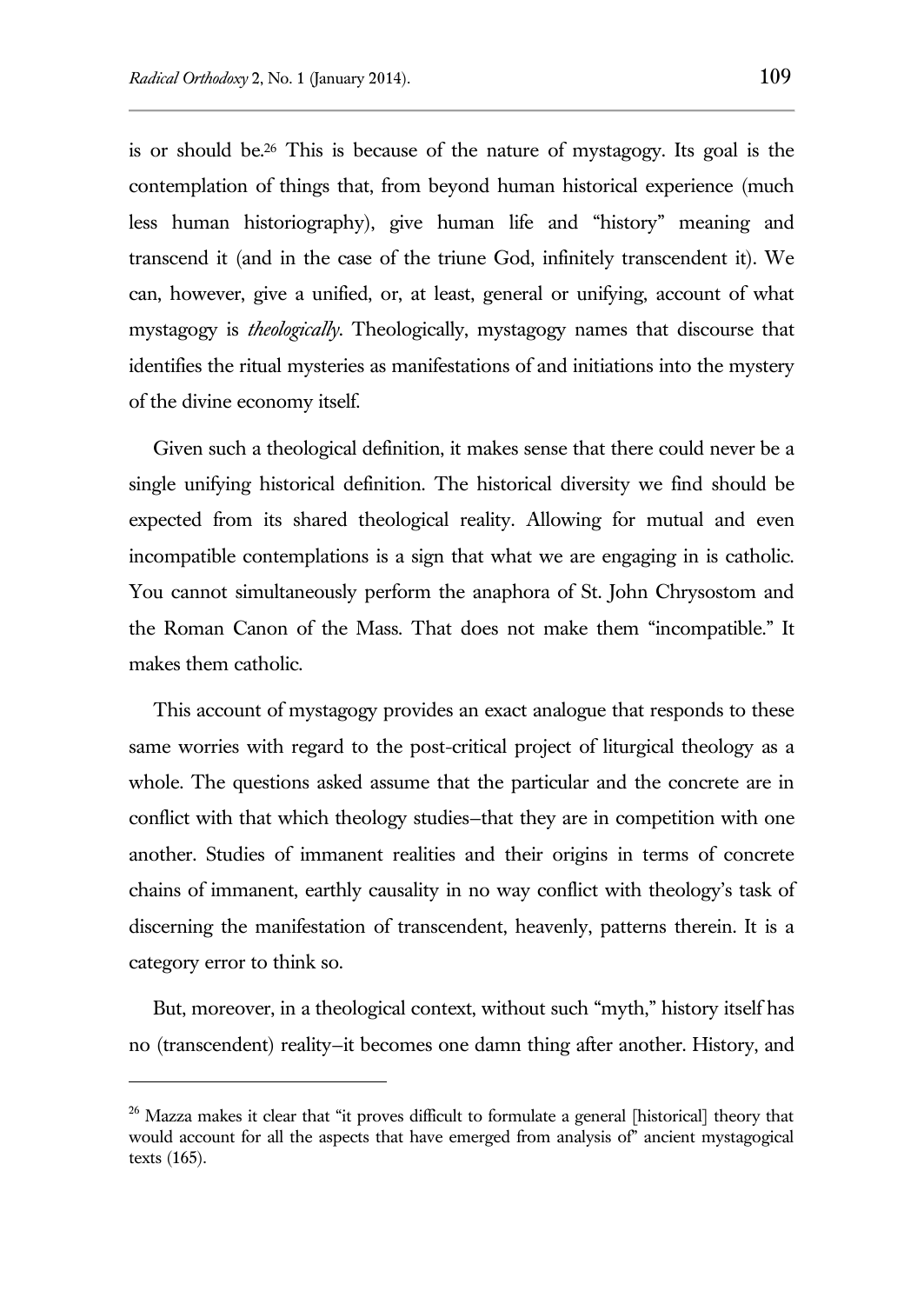is or should be.[26] This is because of the nature of mystagogy. Its goal is the contemplation of things that, from beyond human historical experience (much less human historiography), give human life and "history" meaning and transcend it (and in the case of the triune God, infinitely transcendent it). We can, however, give a unified, or, at least, general or unifying, account of what mystagogy is *theologically*. Theologically, mystagogy names that discourse that identifies the ritual mysteries as manifestations of and initiations into the mystery of the divine economy itself.

Given such a theological definition, it makes sense that there could never be a single unifying historical definition. The historical diversity we find should be expected from its shared theological reality. Allowing for mutual and even incompatible contemplations is a sign that what we are engaging in is catholic. You cannot simultaneously perform the anaphora of St. John Chrysostom and the Roman Canon of the Mass. That does not make them "incompatible." It makes them catholic.

This account of mystagogy provides an exact analogue that responds to these same worries with regard to the post-critical project of liturgical theology as a whole. The questions asked assume that the particular and the concrete are in conflict with that which theology studies—that they are in competition with one another. Studies of immanent realities and their origins in terms of concrete chains of immanent, earthly causality in no way conflict with theology's task of discerning the manifestation of transcendent, heavenly, patterns therein. It is a category error to think so.

But, moreover, in a theological context, without such "myth," history itself has no (transcendent) reality—it becomes one damn thing after another. History, and

---

[26] Mazza makes it clear that "it proves difficult to formulate a general [historical] theory that would account for all the aspects that have emerged from analysis of" ancient mystagogical texts (165).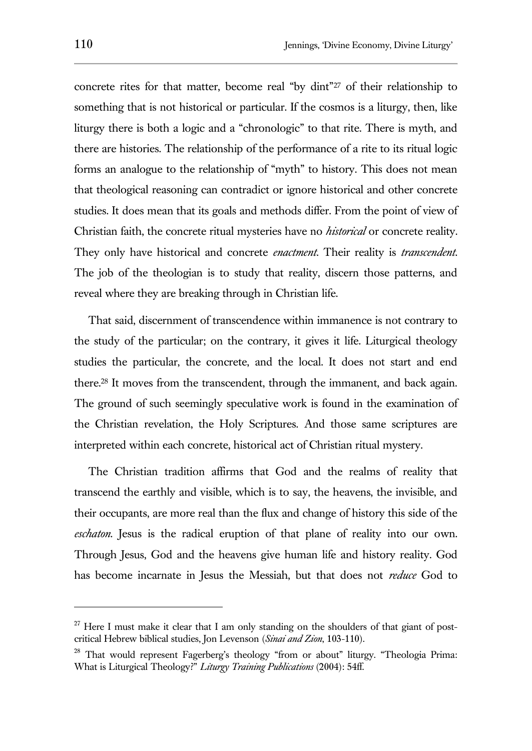concrete rites for that matter, become real "by dint"[27] of their relationship to something that is not historical or particular. If the cosmos is a liturgy, then, like liturgy there is both a logic and a "chronologic" to that rite. There is myth, and there are histories. The relationship of the performance of a rite to its ritual logic forms an analogue to the relationship of "myth" to history. This does not mean that theological reasoning can contradict or ignore historical and other concrete studies. It does mean that its goals and methods differ. From the point of view of Christian faith, the concrete ritual mysteries have no *historical* or concrete reality. They only have historical and concrete *enactment*. Their reality is *transcendent*. The job of the theologian is to study that reality, discern those patterns, and reveal where they are breaking through in Christian life.

That said, discernment of transcendence within immanence is not contrary to the study of the particular; on the contrary, it gives it life. Liturgical theology studies the particular, the concrete, and the local. It does not start and end there.[28] It moves from the transcendent, through the immanent, and back again. The ground of such seemingly speculative work is found in the examination of the Christian revelation, the Holy Scriptures. And those same scriptures are interpreted within each concrete, historical act of Christian ritual mystery.

The Christian tradition affirms that God and the realms of reality that transcend the earthly and visible, which is to say, the heavens, the invisible, and their occupants, are more real than the flux and change of history this side of the *eschaton*. Jesus is the radical eruption of that plane of reality into our own. Through Jesus, God and the heavens give human life and history reality. God has become incarnate in Jesus the Messiah, but that does not *reduce* God to

---

[27] Here I must make it clear that I am only standing on the shoulders of that giant of post-critical Hebrew biblical studies, Jon Levenson (*Sinai and Zion*, 103-110).

[28] That would represent Fagerberg's theology "from or about" liturgy. "Theologia Prima: What is Liturgical Theology?" *Liturgy Training Publications* (2004): 54ff.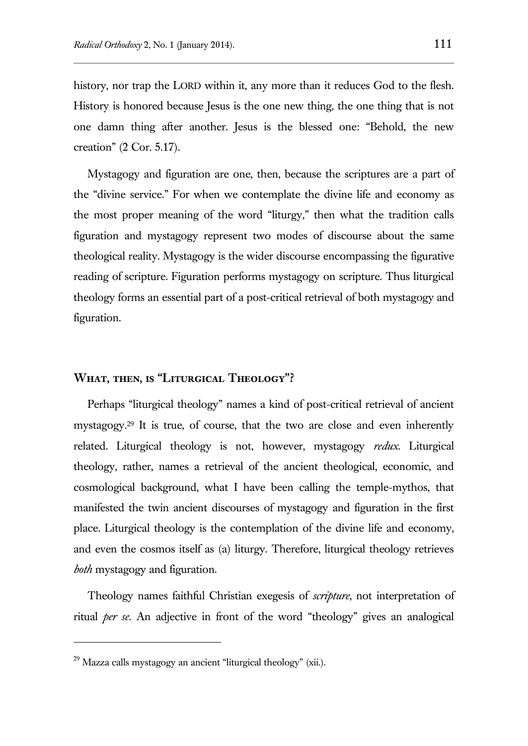history, nor trap the LORD within it, any more than it reduces God to the flesh. History is honored because Jesus is the one new thing, the one thing that is not one damn thing after another. Jesus is the blessed one: "Behold, the new creation" (2 Cor. 5.17).

Mystagogy and figuration are one, then, because the scriptures are a part of the "divine service." For when we contemplate the divine life and economy as the most proper meaning of the word "liturgy," then what the tradition calls figuration and mystagogy represent two modes of discourse about the same theological reality. Mystagogy is the wider discourse encompassing the figurative reading of scripture. Figuration performs mystagogy on scripture. Thus liturgical theology forms an essential part of a post-critical retrieval of both mystagogy and figuration.

## WHAT, THEN, IS "LITURGICAL THEOLOGY"?

Perhaps "liturgical theology" names a kind of post-critical retrieval of ancient mystagogy.[29] It is true, of course, that the two are close and even inherently related. Liturgical theology is not, however, mystagogy *redux*. Liturgical theology, rather, names a retrieval of the ancient theological, economic, and cosmological background, what I have been calling the temple-mythos, that manifested the twin ancient discourses of mystagogy and figuration in the first place. Liturgical theology is the contemplation of the divine life and economy, and even the cosmos itself as (a) liturgy. Therefore, liturgical theology retrieves *both* mystagogy and figuration.

Theology names faithful Christian exegesis of *scripture*, not interpretation of ritual *per se*. An adjective in front of the word "theology" gives an analogical

---

[29] Mazza calls mystagogy an ancient "liturgical theology" (xii.).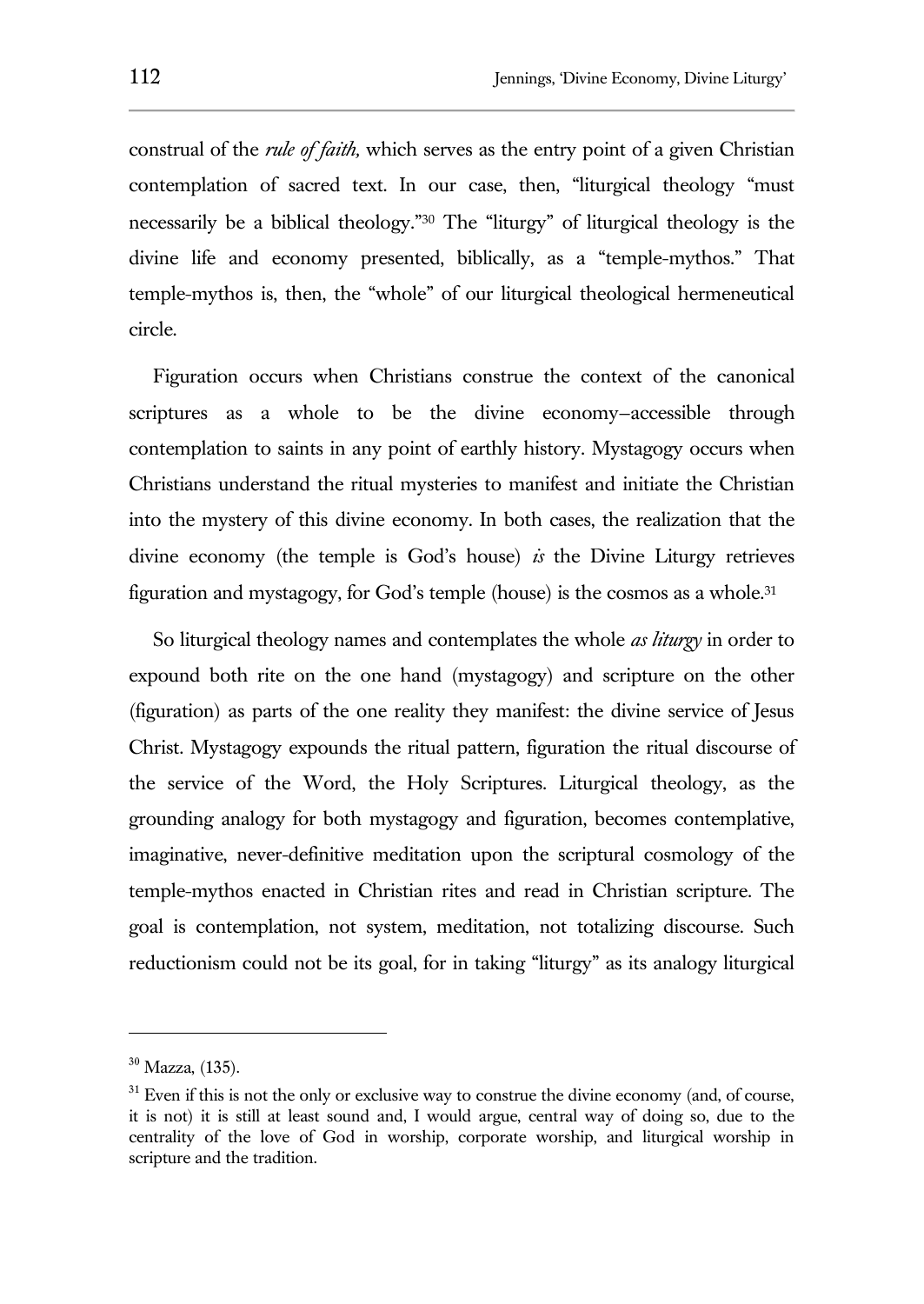construal of the *rule of faith,* which serves as the entry point of a given Christian contemplation of sacred text. In our case, then, "liturgical theology "must necessarily be a biblical theology."[30] The "liturgy" of liturgical theology is the divine life and economy presented, biblically, as a "temple-mythos." That temple-mythos is, then, the "whole" of our liturgical theological hermeneutical circle.

Figuration occurs when Christians construe the context of the canonical scriptures as a whole to be the divine economy—accessible through contemplation to saints in any point of earthly history. Mystagogy occurs when Christians understand the ritual mysteries to manifest and initiate the Christian into the mystery of this divine economy. In both cases, the realization that the divine economy (the temple is God's house) *is* the Divine Liturgy retrieves figuration and mystagogy, for God's temple (house) is the cosmos as a whole.[31]

So liturgical theology names and contemplates the whole *as liturgy* in order to expound both rite on the one hand (mystagogy) and scripture on the other (figuration) as parts of the one reality they manifest: the divine service of Jesus Christ. Mystagogy expounds the ritual pattern, figuration the ritual discourse of the service of the Word, the Holy Scriptures. Liturgical theology, as the grounding analogy for both mystagogy and figuration, becomes contemplative, imaginative, never-definitive meditation upon the scriptural cosmology of the temple-mythos enacted in Christian rites and read in Christian scripture. The goal is contemplation, not system, meditation, not totalizing discourse. Such reductionism could not be its goal, for in taking "liturgy" as its analogy liturgical

---

[30] Mazza, (135).

[31] Even if this is not the only or exclusive way to construe the divine economy (and, of course, it is not) it is still at least sound and, I would argue, central way of doing so, due to the centrality of the love of God in worship, corporate worship, and liturgical worship in scripture and the tradition.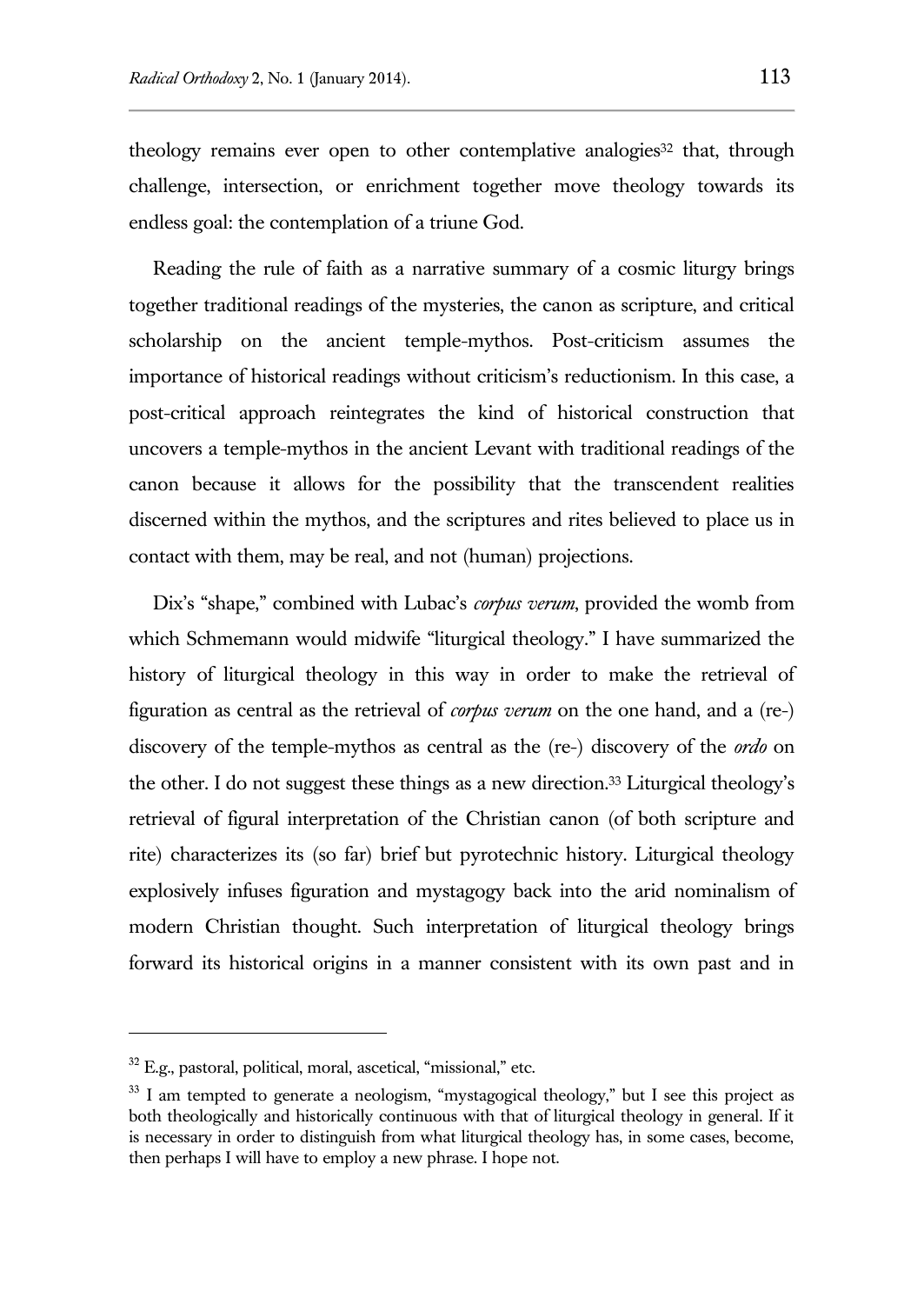theology remains ever open to other contemplative analogies[32] that, through challenge, intersection, or enrichment together move theology towards its endless goal: the contemplation of a triune God.

Reading the rule of faith as a narrative summary of a cosmic liturgy brings together traditional readings of the mysteries, the canon as scripture, and critical scholarship on the ancient temple-mythos. Post-criticism assumes the importance of historical readings without criticism's reductionism. In this case, a post-critical approach reintegrates the kind of historical construction that uncovers a temple-mythos in the ancient Levant with traditional readings of the canon because it allows for the possibility that the transcendent realities discerned within the mythos, and the scriptures and rites believed to place us in contact with them, may be real, and not (human) projections.

Dix's "shape," combined with Lubac's *corpus verum*, provided the womb from which Schmemann would midwife "liturgical theology." I have summarized the history of liturgical theology in this way in order to make the retrieval of figuration as central as the retrieval of *corpus verum* on the one hand, and a (re-) discovery of the temple-mythos as central as the (re-) discovery of the *ordo* on the other. I do not suggest these things as a new direction.[33] Liturgical theology's retrieval of figural interpretation of the Christian canon (of both scripture and rite) characterizes its (so far) brief but pyrotechnic history. Liturgical theology explosively infuses figuration and mystagogy back into the arid nominalism of modern Christian thought. Such interpretation of liturgical theology brings forward its historical origins in a manner consistent with its own past and in

---

[32] E.g., pastoral, political, moral, ascetical, "missional," etc.

[33] I am tempted to generate a neologism, "mystagogical theology," but I see this project as both theologically and historically continuous with that of liturgical theology in general. If it is necessary in order to distinguish from what liturgical theology has, in some cases, become, then perhaps I will have to employ a new phrase. I hope not.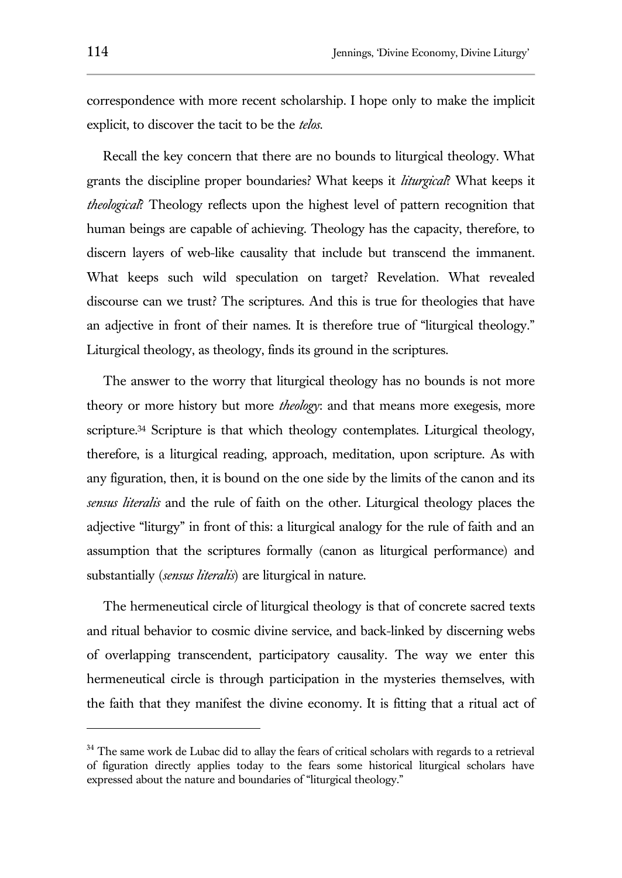correspondence with more recent scholarship. I hope only to make the implicit explicit, to discover the tacit to be the *telos*.

Recall the key concern that there are no bounds to liturgical theology. What grants the discipline proper boundaries? What keeps it *liturgical*? What keeps it *theological*? Theology reflects upon the highest level of pattern recognition that human beings are capable of achieving. Theology has the capacity, therefore, to discern layers of web-like causality that include but transcend the immanent. What keeps such wild speculation on target? Revelation. What revealed discourse can we trust? The scriptures. And this is true for theologies that have an adjective in front of their names. It is therefore true of "liturgical theology." Liturgical theology, as theology, finds its ground in the scriptures.

The answer to the worry that liturgical theology has no bounds is not more theory or more history but more *theology*: and that means more exegesis, more scripture.[34] Scripture is that which theology contemplates. Liturgical theology, therefore, is a liturgical reading, approach, meditation, upon scripture. As with any figuration, then, it is bound on the one side by the limits of the canon and its *sensus literalis* and the rule of faith on the other. Liturgical theology places the adjective "liturgy" in front of this: a liturgical analogy for the rule of faith and an assumption that the scriptures formally (canon as liturgical performance) and substantially (*sensus literalis*) are liturgical in nature.

The hermeneutical circle of liturgical theology is that of concrete sacred texts and ritual behavior to cosmic divine service, and back-linked by discerning webs of overlapping transcendent, participatory causality. The way we enter this hermeneutical circle is through participation in the mysteries themselves, with the faith that they manifest the divine economy. It is fitting that a ritual act of

[34] The same work de Lubac did to allay the fears of critical scholars with regards to a retrieval of figuration directly applies today to the fears some historical liturgical scholars have expressed about the nature and boundaries of "liturgical theology."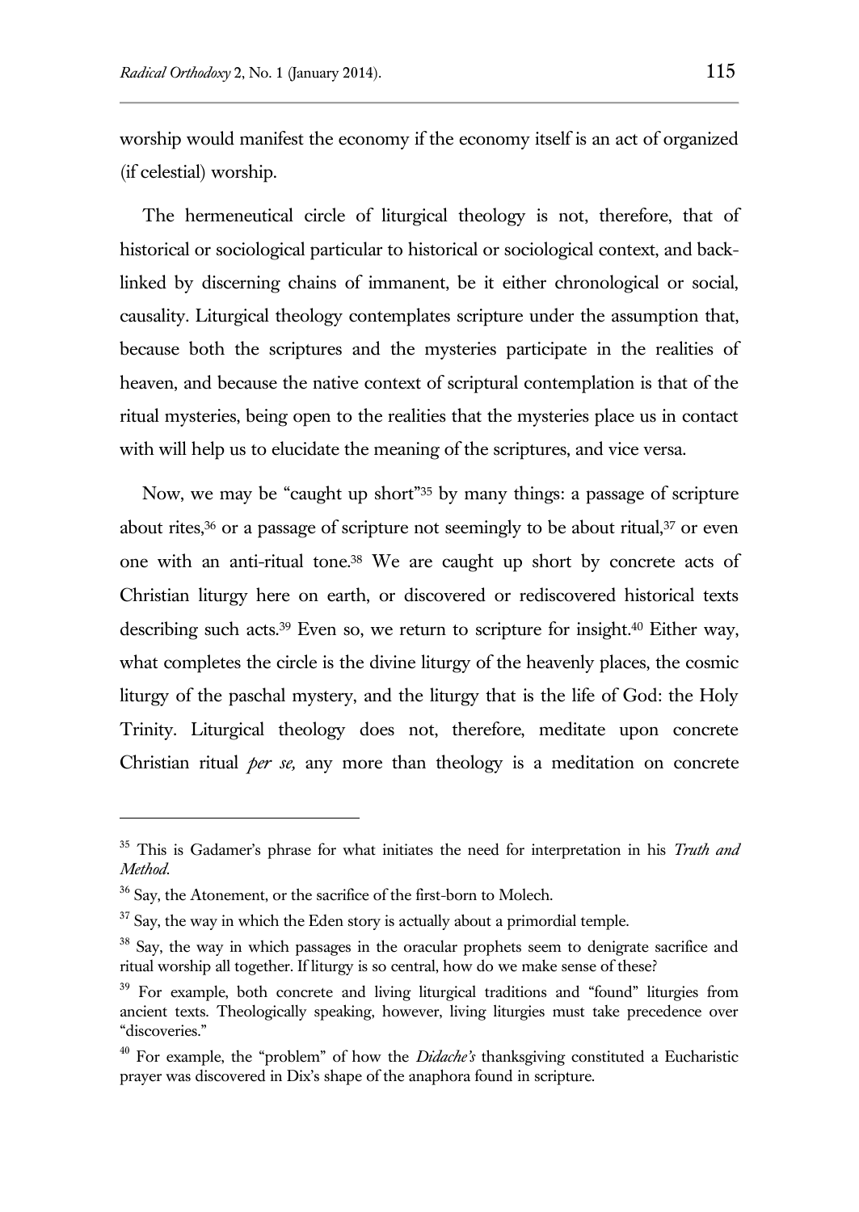worship would manifest the economy if the economy itself is an act of organized (if celestial) worship.

The hermeneutical circle of liturgical theology is not, therefore, that of historical or sociological particular to historical or sociological context, and back-linked by discerning chains of immanent, be it either chronological or social, causality. Liturgical theology contemplates scripture under the assumption that, because both the scriptures and the mysteries participate in the realities of heaven, and because the native context of scriptural contemplation is that of the ritual mysteries, being open to the realities that the mysteries place us in contact with will help us to elucidate the meaning of the scriptures, and vice versa.

Now, we may be "caught up short"[35] by many things: a passage of scripture about rites,[36] or a passage of scripture not seemingly to be about ritual,[37] or even one with an anti-ritual tone.[38] We are caught up short by concrete acts of Christian liturgy here on earth, or discovered or rediscovered historical texts describing such acts.[39] Even so, we return to scripture for insight.[40] Either way, what completes the circle is the divine liturgy of the heavenly places, the cosmic liturgy of the paschal mystery, and the liturgy that is the life of God: the Holy Trinity. Liturgical theology does not, therefore, meditate upon concrete Christian ritual *per se,* any more than theology is a meditation on concrete

---

[35] This is Gadamer's phrase for what initiates the need for interpretation in his *Truth and Method*.

[36] Say, the Atonement, or the sacrifice of the first-born to Molech.

[37] Say, the way in which the Eden story is actually about a primordial temple.

[38] Say, the way in which passages in the oracular prophets seem to denigrate sacrifice and ritual worship all together. If liturgy is so central, how do we make sense of these?

[39] For example, both concrete and living liturgical traditions and "found" liturgies from ancient texts. Theologically speaking, however, living liturgies must take precedence over "discoveries."

[40] For example, the "problem" of how the *Didache's* thanksgiving constituted a Eucharistic prayer was discovered in Dix's shape of the anaphora found in scripture.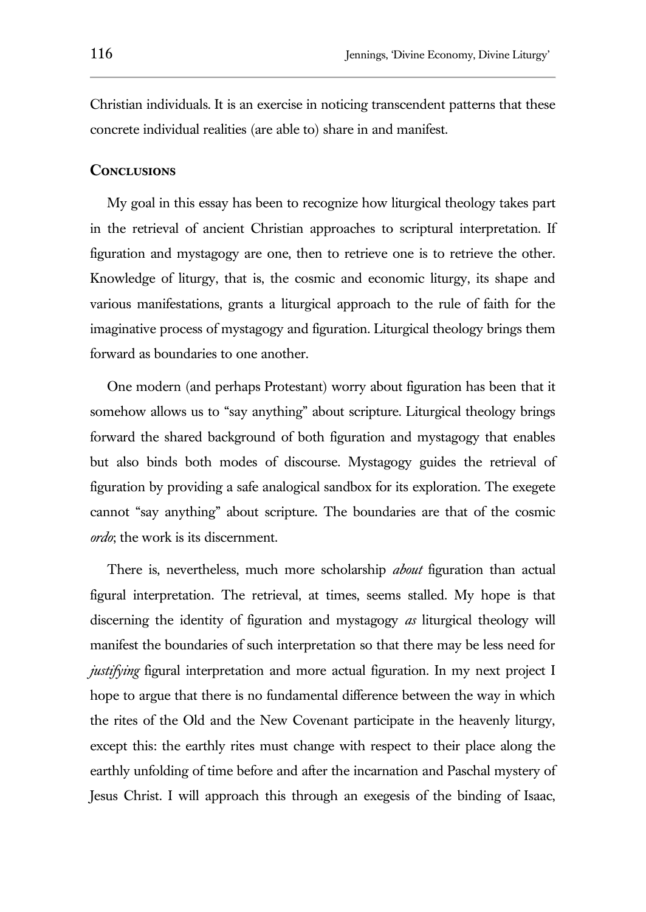Christian individuals. It is an exercise in noticing transcendent patterns that these concrete individual realities (are able to) share in and manifest.

## Conclusions

My goal in this essay has been to recognize how liturgical theology takes part in the retrieval of ancient Christian approaches to scriptural interpretation. If figuration and mystagogy are one, then to retrieve one is to retrieve the other. Knowledge of liturgy, that is, the cosmic and economic liturgy, its shape and various manifestations, grants a liturgical approach to the rule of faith for the imaginative process of mystagogy and figuration. Liturgical theology brings them forward as boundaries to one another.

One modern (and perhaps Protestant) worry about figuration has been that it somehow allows us to "say anything" about scripture. Liturgical theology brings forward the shared background of both figuration and mystagogy that enables but also binds both modes of discourse. Mystagogy guides the retrieval of figuration by providing a safe analogical sandbox for its exploration. The exegete cannot "say anything" about scripture. The boundaries are that of the cosmic *ordo*; the work is its discernment.

There is, nevertheless, much more scholarship *about* figuration than actual figural interpretation. The retrieval, at times, seems stalled. My hope is that discerning the identity of figuration and mystagogy *as* liturgical theology will manifest the boundaries of such interpretation so that there may be less need for *justifying* figural interpretation and more actual figuration. In my next project I hope to argue that there is no fundamental difference between the way in which the rites of the Old and the New Covenant participate in the heavenly liturgy, except this: the earthly rites must change with respect to their place along the earthly unfolding of time before and after the incarnation and Paschal mystery of Jesus Christ. I will approach this through an exegesis of the binding of Isaac,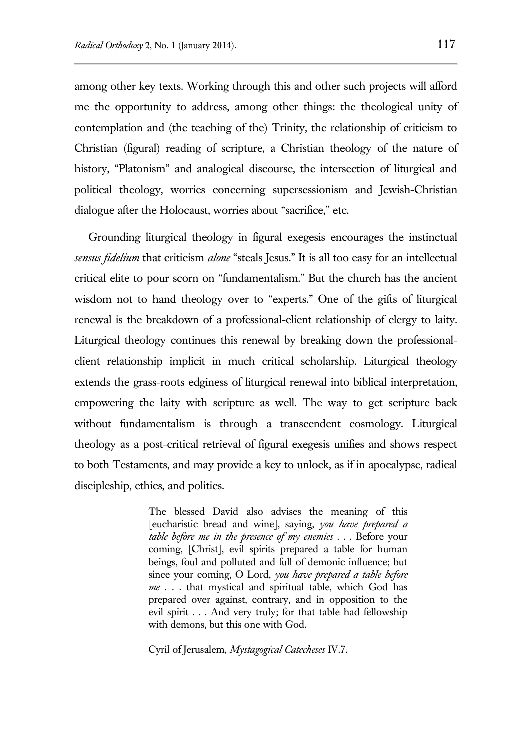among other key texts. Working through this and other such projects will afford me the opportunity to address, among other things: the theological unity of contemplation and (the teaching of the) Trinity, the relationship of criticism to Christian (figural) reading of scripture, a Christian theology of the nature of history, "Platonism" and analogical discourse, the intersection of liturgical and political theology, worries concerning supersessionism and Jewish-Christian dialogue after the Holocaust, worries about "sacrifice," etc.

Grounding liturgical theology in figural exegesis encourages the instinctual *sensus fidelium* that criticism *alone* "steals Jesus." It is all too easy for an intellectual critical elite to pour scorn on "fundamentalism." But the church has the ancient wisdom not to hand theology over to "experts." One of the gifts of liturgical renewal is the breakdown of a professional-client relationship of clergy to laity. Liturgical theology continues this renewal by breaking down the professional-client relationship implicit in much critical scholarship. Liturgical theology extends the grass-roots edginess of liturgical renewal into biblical interpretation, empowering the laity with scripture as well. The way to get scripture back without fundamentalism is through a transcendent cosmology. Liturgical theology as a post-critical retrieval of figural exegesis unifies and shows respect to both Testaments, and may provide a key to unlock, as if in apocalypse, radical discipleship, ethics, and politics.

> The blessed David also advises the meaning of this [eucharistic bread and wine], saying, *you have prepared a table before me in the presence of my enemies* . . . Before your coming, [Christ], evil spirits prepared a table for human beings, foul and polluted and full of demonic influence; but since your coming, O Lord, *you have prepared a table before me* . . . that mystical and spiritual table, which God has prepared over against, contrary, and in opposition to the evil spirit . . . And very truly; for that table had fellowship with demons, but this one with God.
>
> Cyril of Jerusalem, *Mystagogical Catecheses* IV.7.